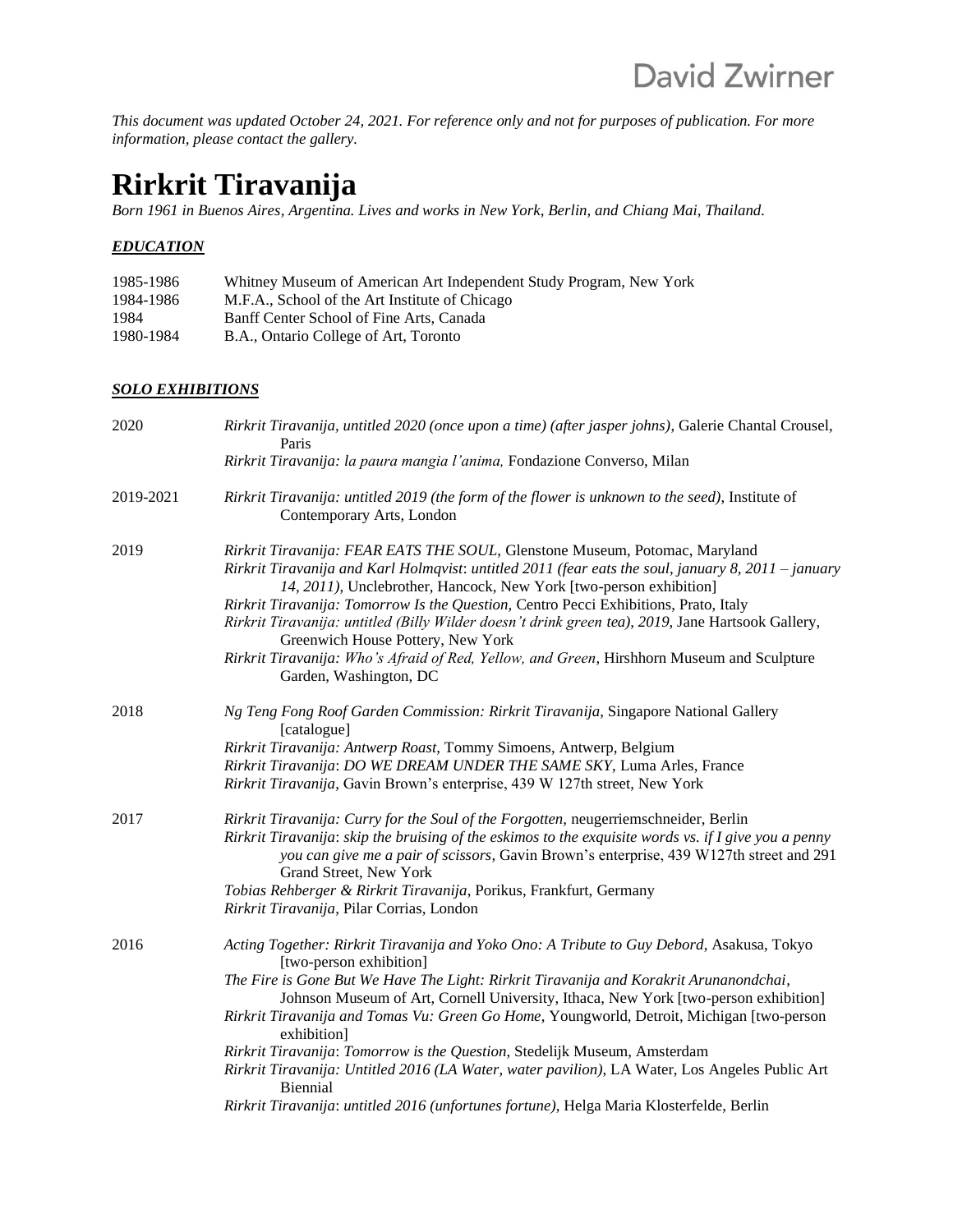*This document was updated October 24, 2021. For reference only and not for purposes of publication. For more information, please contact the gallery.*

# Rirkrit Tiravanija

*Born 1961 in Buenos Aires, Argentina. Lives and works in New York, Berlin, and Chiang Mai, Thailand.*

## ***EDUCATION***

| | |
|---|---|
| 1985-1986 | Whitney Museum of American Art Independent Study Program, New York |
| 1984-1986 | M.F.A., School of the Art Institute of Chicago |
| 1984 | Banff Center School of Fine Arts, Canada |
| 1980-1984 | B.A., Ontario College of Art, Toronto |

## ***SOLO EXHIBITIONS***

**2020**

*Rirkrit Tiravanija, untitled 2020 (once upon a time) (after jasper johns)*, Galerie Chantal Crousel, Paris

*Rirkrit Tiravanija: la paura mangia l'anima,* Fondazione Converso, Milan

**2019-2021**

*Rirkrit Tiravanija: untitled 2019 (the form of the flower is unknown to the seed)*, Institute of Contemporary Arts, London

**2019**

*Rirkrit Tiravanija: FEAR EATS THE SOUL*, Glenstone Museum, Potomac, Maryland

*Rirkrit Tiravanija and Karl Holmqvist*: *untitled 2011 (fear eats the soul, january 8, 2011 – january 14, 2011)*, Unclebrother, Hancock, New York [two-person exhibition]

*Rirkrit Tiravanija: Tomorrow Is the Question,* Centro Pecci Exhibitions, Prato, Italy

*Rirkrit Tiravanija: untitled (Billy Wilder doesn't drink green tea), 2019,* Jane Hartsook Gallery, Greenwich House Pottery, New York

*Rirkrit Tiravanija: Who's Afraid of Red, Yellow, and Green*, Hirshhorn Museum and Sculpture Garden, Washington, DC

**2018**

*Ng Teng Fong Roof Garden Commission: Rirkrit Tiravanija*, Singapore National Gallery [catalogue]

*Rirkrit Tiravanija: Antwerp Roast*, Tommy Simoens, Antwerp, Belgium

*Rirkrit Tiravanija*: *DO WE DREAM UNDER THE SAME SKY*, Luma Arles, France

*Rirkrit Tiravanija*, Gavin Brown's enterprise, 439 W 127th street, New York

**2017**

*Rirkrit Tiravanija: Curry for the Soul of the Forgotten,* neugerriemschneider, Berlin

*Rirkrit Tiravanija*: *skip the bruising of the eskimos to the exquisite words vs. if I give you a penny you can give me a pair of scissors*, Gavin Brown's enterprise, 439 W127th street and 291 Grand Street, New York

*Tobias Rehberger & Rirkrit Tiravanija*, Porikus, Frankfurt, Germany

*Rirkrit Tiravanija*, Pilar Corrias, London

**2016**

*Acting Together: Rirkrit Tiravanija and Yoko Ono: A Tribute to Guy Debord*, Asakusa, Tokyo [two-person exhibition]

*The Fire is Gone But We Have The Light: Rirkrit Tiravanija and Korakrit Arunanondchai*, Johnson Museum of Art, Cornell University, Ithaca, New York [two-person exhibition]

*Rirkrit Tiravanija and Tomas Vu: Green Go Home*, Youngworld, Detroit, Michigan [two-person exhibition]

*Rirkrit Tiravanija*: *Tomorrow is the Question*, Stedelijk Museum, Amsterdam

*Rirkrit Tiravanija: Untitled 2016 (LA Water, water pavilion)*, LA Water, Los Angeles Public Art Biennial

*Rirkrit Tiravanija*: *untitled 2016 (unfortunes fortune)*, Helga Maria Klosterfelde, Berlin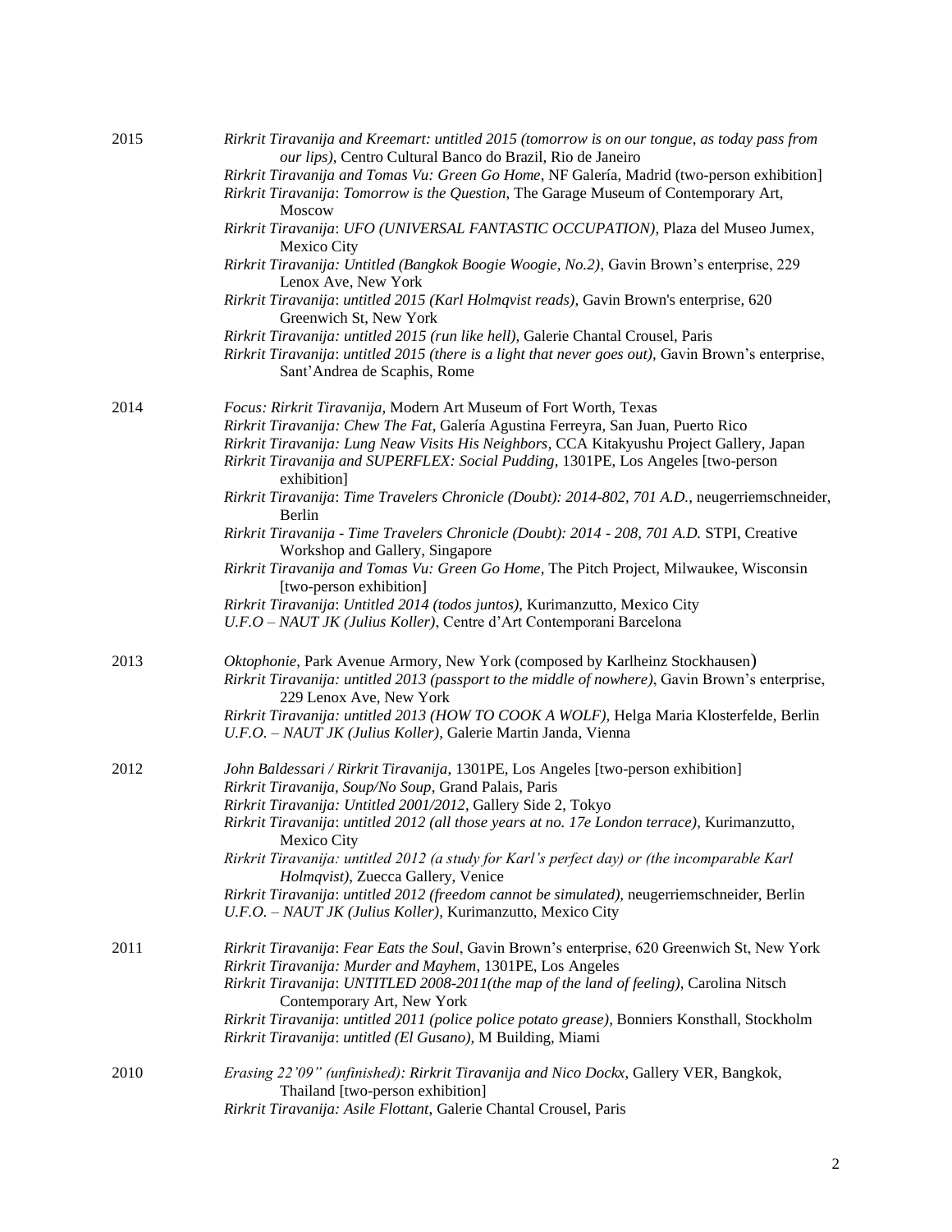2015

*Rirkrit Tiravanija and Kreemart: untitled 2015 (tomorrow is on our tongue, as today pass from our lips)*, Centro Cultural Banco do Brazil, Rio de Janeiro

*Rirkrit Tiravanija and Tomas Vu: Green Go Home*, NF Galería, Madrid (two-person exhibition]

*Rirkrit Tiravanija*: *Tomorrow is the Question,* The Garage Museum of Contemporary Art, Moscow

*Rirkrit Tiravanija*: *UFO (UNIVERSAL FANTASTIC OCCUPATION)*, Plaza del Museo Jumex, Mexico City

*Rirkrit Tiravanija: Untitled (Bangkok Boogie Woogie, No.2)*, Gavin Brown's enterprise, 229 Lenox Ave, New York

*Rirkrit Tiravanija*: *untitled 2015 (Karl Holmqvist reads)*, Gavin Brown's enterprise, 620 Greenwich St, New York

*Rirkrit Tiravanija: untitled 2015 (run like hell)*, Galerie Chantal Crousel, Paris

*Rirkrit Tiravanija*: *untitled 2015 (there is a light that never goes out)*, Gavin Brown's enterprise, Sant'Andrea de Scaphis, Rome

2014

*Focus: Rirkrit Tiravanija*, Modern Art Museum of Fort Worth, Texas

*Rirkrit Tiravanija: Chew The Fat*, Galería Agustina Ferreyra, San Juan, Puerto Rico

*Rirkrit Tiravanija: Lung Neaw Visits His Neighbors*, CCA Kitakyushu Project Gallery, Japan

*Rirkrit Tiravanija and SUPERFLEX: Social Pudding*, 1301PE, Los Angeles [two-person exhibition]

*Rirkrit Tiravanija*: *Time Travelers Chronicle (Doubt): 2014-802, 701 A.D.*, neugerriemschneider, Berlin

*Rirkrit Tiravanija - Time Travelers Chronicle (Doubt): 2014 - 208, 701 A.D.* STPI, Creative Workshop and Gallery, Singapore

*Rirkrit Tiravanija and Tomas Vu: Green Go Home*, The Pitch Project, Milwaukee, Wisconsin [two-person exhibition]

*Rirkrit Tiravanija*: *Untitled 2014 (todos juntos)*, Kurimanzutto, Mexico City

*U.F.O – NAUT JK (Julius Koller)*, Centre d'Art Contemporani Barcelona

2013

*Oktophonie*, Park Avenue Armory, New York (composed by Karlheinz Stockhausen)

*Rirkrit Tiravanija: untitled 2013 (passport to the middle of nowhere)*, Gavin Brown's enterprise, 229 Lenox Ave, New York

*Rirkrit Tiravanija: untitled 2013 (HOW TO COOK A WOLF)*, Helga Maria Klosterfelde, Berlin

*U.F.O. – NAUT JK (Julius Koller)*, Galerie Martin Janda, Vienna

2012

*John Baldessari / Rirkrit Tiravanija*, 1301PE, Los Angeles [two-person exhibition]

*Rirkrit Tiravanija, Soup/No Soup*, Grand Palais, Paris

*Rirkrit Tiravanija: Untitled 2001/2012*, Gallery Side 2, Tokyo

*Rirkrit Tiravanija*: *untitled 2012 (all those years at no. 17e London terrace)*, Kurimanzutto, Mexico City

*Rirkrit Tiravanija: untitled 2012 (a study for Karl's perfect day) or (the incomparable Karl Holmqvist)*, Zuecca Gallery, Venice

*Rirkrit Tiravanija*: *untitled 2012 (freedom cannot be simulated)*, neugerriemschneider, Berlin

*U.F.O. – NAUT JK (Julius Koller)*, Kurimanzutto, Mexico City

2011

*Rirkrit Tiravanija*: *Fear Eats the Soul*, Gavin Brown's enterprise, 620 Greenwich St, New York

*Rirkrit Tiravanija: Murder and Mayhem*, 1301PE, Los Angeles

*Rirkrit Tiravanija*: *UNTITLED 2008-2011(the map of the land of feeling)*, Carolina Nitsch Contemporary Art, New York

*Rirkrit Tiravanija*: *untitled 2011 (police police potato grease)*, Bonniers Konsthall, Stockholm

*Rirkrit Tiravanija*: *untitled (El Gusano)*, M Building, Miami

2010

*Erasing 22'09" (unfinished): Rirkrit Tiravanija and Nico Dockx*, Gallery VER, Bangkok, Thailand [two-person exhibition]

*Rirkrit Tiravanija: Asile Flottant*, Galerie Chantal Crousel, Paris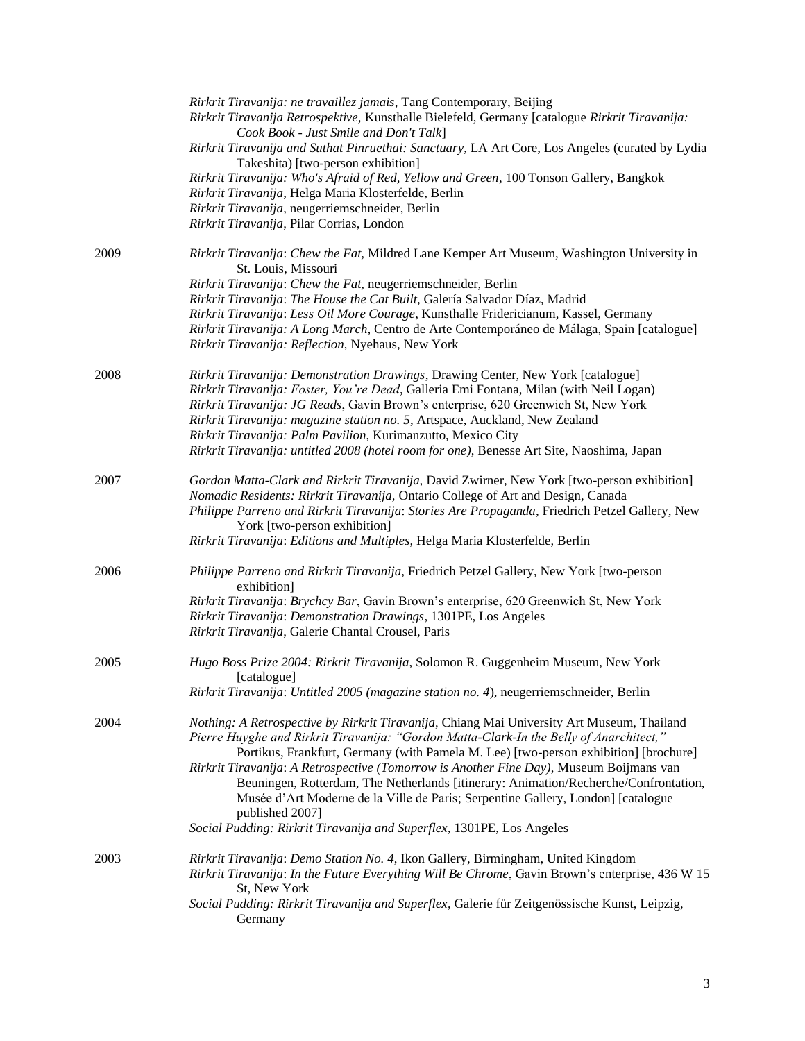*Rirkrit Tiravanija: ne travaillez jamais*, Tang Contemporary, Beijing
*Rirkrit Tiravanija Retrospektive,* Kunsthalle Bielefeld, Germany [catalogue *Rirkrit Tiravanija: Cook Book - Just Smile and Don't Talk*]
*Rirkrit Tiravanija and Suthat Pinruethai: Sanctuary*, LA Art Core, Los Angeles (curated by Lydia Takeshita) [two-person exhibition]
*Rirkrit Tiravanija: Who's Afraid of Red, Yellow and Green*, 100 Tonson Gallery, Bangkok
*Rirkrit Tiravanija*, Helga Maria Klosterfelde, Berlin
*Rirkrit Tiravanija*, neugerriemschneider, Berlin
*Rirkrit Tiravanija*, Pilar Corrias, London

2009
*Rirkrit Tiravanija*: *Chew the Fat,* Mildred Lane Kemper Art Museum, Washington University in St. Louis, Missouri
*Rirkrit Tiravanija*: *Chew the Fat,* neugerriemschneider, Berlin
*Rirkrit Tiravanija*: *The House the Cat Built,* Galería Salvador Díaz, Madrid
*Rirkrit Tiravanija*: *Less Oil More Courage*, Kunsthalle Fridericianum, Kassel, Germany
*Rirkrit Tiravanija: A Long March*, Centro de Arte Contemporáneo de Málaga, Spain [catalogue]
*Rirkrit Tiravanija: Reflection*, Nyehaus, New York

2008
*Rirkrit Tiravanija: Demonstration Drawings*, Drawing Center, New York [catalogue]
*Rirkrit Tiravanija: Foster, You're Dead*, Galleria Emi Fontana, Milan (with Neil Logan)
*Rirkrit Tiravanija: JG Reads*, Gavin Brown's enterprise, 620 Greenwich St, New York
*Rirkrit Tiravanija: magazine station no. 5*, Artspace, Auckland, New Zealand
*Rirkrit Tiravanija: Palm Pavilion*, Kurimanzutto, Mexico City
*Rirkrit Tiravanija: untitled 2008 (hotel room for one)*, Benesse Art Site, Naoshima, Japan

2007
*Gordon Matta-Clark and Rirkrit Tiravanija,* David Zwirner, New York [two-person exhibition]
*Nomadic Residents: Rirkrit Tiravanija*, Ontario College of Art and Design, Canada
*Philippe Parreno and Rirkrit Tiravanija*: *Stories Are Propaganda*, Friedrich Petzel Gallery, New York [two-person exhibition]
*Rirkrit Tiravanija*: *Editions and Multiples*, Helga Maria Klosterfelde, Berlin

2006
*Philippe Parreno and Rirkrit Tiravanija*, Friedrich Petzel Gallery, New York [two-person exhibition]
*Rirkrit Tiravanija*: *Brychcy Bar*, Gavin Brown's enterprise, 620 Greenwich St, New York
*Rirkrit Tiravanija*: *Demonstration Drawings*, 1301PE, Los Angeles
*Rirkrit Tiravanija*, Galerie Chantal Crousel, Paris

2005
*Hugo Boss Prize 2004: Rirkrit Tiravanija,* Solomon R. Guggenheim Museum, New York [catalogue]
*Rirkrit Tiravanija*: *Untitled 2005 (magazine station no. 4*), neugerriemschneider, Berlin

2004
*Nothing: A Retrospective by Rirkrit Tiravanija*, Chiang Mai University Art Museum, Thailand
*Pierre Huyghe and Rirkrit Tiravanija: "Gordon Matta-Clark-In the Belly of Anarchitect,"* Portikus, Frankfurt, Germany (with Pamela M. Lee) [two-person exhibition] [brochure]
*Rirkrit Tiravanija*: *A Retrospective (Tomorrow is Another Fine Day)*, Museum Boijmans van Beuningen, Rotterdam, The Netherlands [itinerary: Animation/Recherche/Confrontation, Musée d'Art Moderne de la Ville de Paris; Serpentine Gallery, London] [catalogue published 2007]
*Social Pudding: Rirkrit Tiravanija and Superflex*, 1301PE, Los Angeles

2003
*Rirkrit Tiravanija*: *Demo Station No. 4*, Ikon Gallery, Birmingham, United Kingdom
*Rirkrit Tiravanija*: *In the Future Everything Will Be Chrome*, Gavin Brown's enterprise, 436 W 15 St, New York
*Social Pudding: Rirkrit Tiravanija and Superflex*, Galerie für Zeitgenössische Kunst, Leipzig, Germany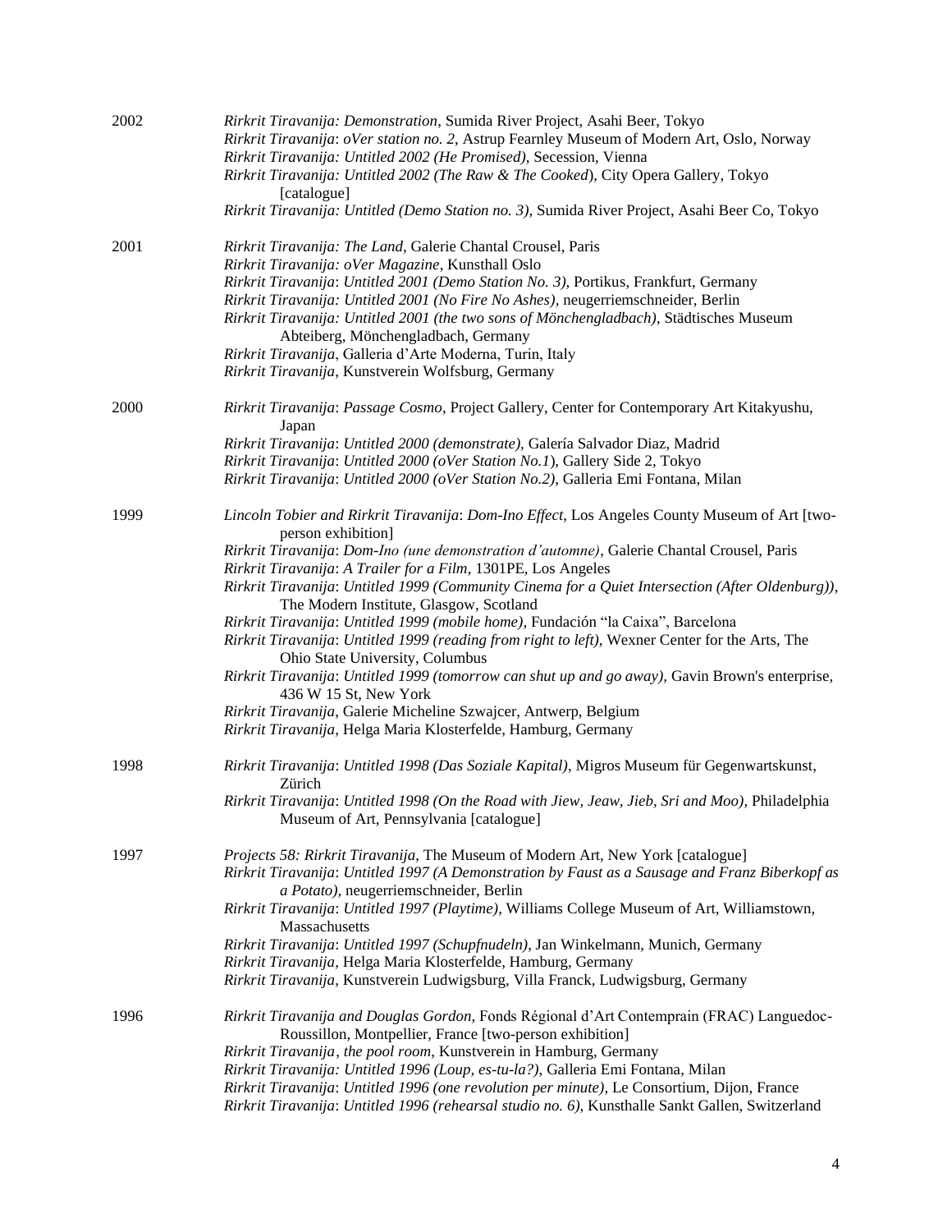2002
*Rirkrit Tiravanija: Demonstration*, Sumida River Project, Asahi Beer, Tokyo
*Rirkrit Tiravanija*: *oVer station no. 2*, Astrup Fearnley Museum of Modern Art, Oslo, Norway
*Rirkrit Tiravanija: Untitled 2002 (He Promised)*, Secession, Vienna
*Rirkrit Tiravanija: Untitled 2002 (The Raw & The Cooked*), City Opera Gallery, Tokyo [catalogue]
*Rirkrit Tiravanija: Untitled (Demo Station no. 3)*, Sumida River Project, Asahi Beer Co, Tokyo

2001
*Rirkrit Tiravanija: The Land*, Galerie Chantal Crousel, Paris
*Rirkrit Tiravanija: oVer Magazine*, Kunsthall Oslo
*Rirkrit Tiravanija*: *Untitled 2001 (Demo Station No. 3)*, Portikus, Frankfurt, Germany
*Rirkrit Tiravanija: Untitled 2001 (No Fire No Ashes)*, neugerriemschneider, Berlin
*Rirkrit Tiravanija: Untitled 2001 (the two sons of Mönchengladbach)*, Städtisches Museum Abteiberg, Mönchengladbach, Germany
*Rirkrit Tiravanija*, Galleria d'Arte Moderna, Turin, Italy
*Rirkrit Tiravanija*, Kunstverein Wolfsburg, Germany

2000
*Rirkrit Tiravanija*: *Passage Cosmo*, Project Gallery, Center for Contemporary Art Kitakyushu, Japan
*Rirkrit Tiravanija*: *Untitled 2000 (demonstrate)*, Galería Salvador Diaz, Madrid
*Rirkrit Tiravanija*: *Untitled 2000 (oVer Station No.1*), Gallery Side 2, Tokyo
*Rirkrit Tiravanija*: *Untitled 2000 (oVer Station No.2)*, Galleria Emi Fontana, Milan

1999
*Lincoln Tobier and Rirkrit Tiravanija*: *Dom-Ino Effect*, Los Angeles County Museum of Art [two-person exhibition]
*Rirkrit Tiravanija*: *Dom-Ino (une demonstration d'automne)*, Galerie Chantal Crousel, Paris
*Rirkrit Tiravanija*: *A Trailer for a Film*, 1301PE, Los Angeles
*Rirkrit Tiravanija*: *Untitled 1999 (Community Cinema for a Quiet Intersection (After Oldenburg))*, The Modern Institute, Glasgow, Scotland
*Rirkrit Tiravanija*: *Untitled 1999 (mobile home)*, Fundación "la Caixa", Barcelona
*Rirkrit Tiravanija*: *Untitled 1999 (reading from right to left)*, Wexner Center for the Arts, The Ohio State University, Columbus
*Rirkrit Tiravanija*: *Untitled 1999 (tomorrow can shut up and go away)*, Gavin Brown's enterprise, 436 W 15 St, New York
*Rirkrit Tiravanija*, Galerie Micheline Szwajcer, Antwerp, Belgium
*Rirkrit Tiravanija*, Helga Maria Klosterfelde, Hamburg, Germany

1998
*Rirkrit Tiravanija*: *Untitled 1998 (Das Soziale Kapital)*, Migros Museum für Gegenwartskunst, Zürich
*Rirkrit Tiravanija*: *Untitled 1998 (On the Road with Jiew, Jeaw, Jieb, Sri and Moo)*, Philadelphia Museum of Art, Pennsylvania [catalogue]

1997
*Projects 58: Rirkrit Tiravanija*, The Museum of Modern Art, New York [catalogue]
*Rirkrit Tiravanija*: *Untitled 1997 (A Demonstration by Faust as a Sausage and Franz Biberkopf as a Potato)*, neugerriemschneider, Berlin
*Rirkrit Tiravanija*: *Untitled 1997 (Playtime)*, Williams College Museum of Art, Williamstown, Massachusetts
*Rirkrit Tiravanija*: *Untitled 1997 (Schupfnudeln)*, Jan Winkelmann, Munich, Germany
*Rirkrit Tiravanija*, Helga Maria Klosterfelde, Hamburg, Germany
*Rirkrit Tiravanija*, Kunstverein Ludwigsburg, Villa Franck, Ludwigsburg, Germany

1996
*Rirkrit Tiravanija and Douglas Gordon*, Fonds Régional d'Art Contemprain (FRAC) Languedoc-Roussillon, Montpellier, France [two-person exhibition]
*Rirkrit Tiravanija*, *the pool room*, Kunstverein in Hamburg, Germany
*Rirkrit Tiravanija*: *Untitled 1996 (Loup, es-tu-la?)*, Galleria Emi Fontana, Milan
*Rirkrit Tiravanija*: *Untitled 1996 (one revolution per minute)*, Le Consortium, Dijon, France
*Rirkrit Tiravanija*: *Untitled 1996 (rehearsal studio no. 6)*, Kunsthalle Sankt Gallen, Switzerland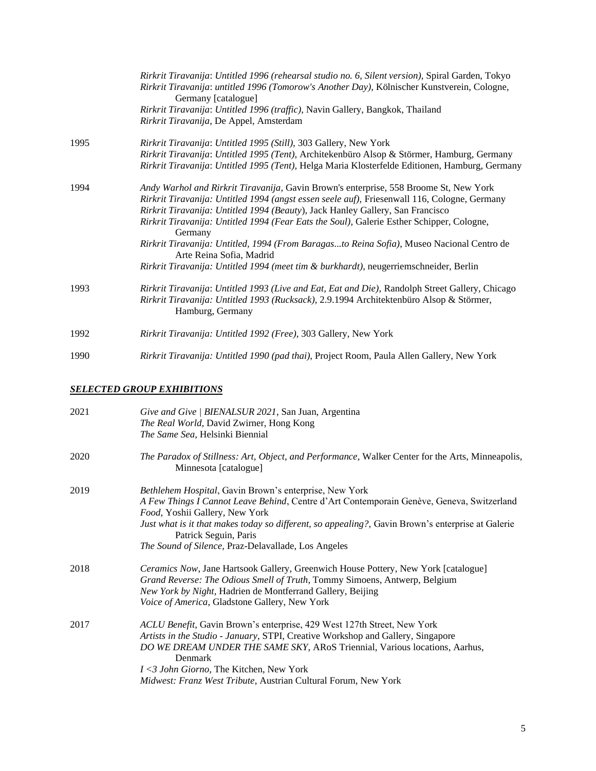*Rirkrit Tiravanija*: *Untitled 1996 (rehearsal studio no. 6, Silent version)*, Spiral Garden, Tokyo
*Rirkrit Tiravanija*: *untitled 1996 (Tomorow's Another Day)*, Kölnischer Kunstverein, Cologne, Germany [catalogue]
*Rirkrit Tiravanija*: *Untitled 1996 (traffic)*, Navin Gallery, Bangkok, Thailand
*Rirkrit Tiravanija*, De Appel, Amsterdam

1995 *Rirkrit Tiravanija*: *Untitled 1995 (Still)*, 303 Gallery, New York
*Rirkrit Tiravanija*: *Untitled 1995 (Tent)*, Architekenbüro Alsop & Störmer, Hamburg, Germany
*Rirkrit Tiravanija*: *Untitled 1995 (Tent)*, Helga Maria Klosterfelde Editionen, Hamburg, Germany

1994 *Andy Warhol and Rirkrit Tiravanija*, Gavin Brown's enterprise, 558 Broome St, New York
*Rirkrit Tiravanija: Untitled 1994 (angst essen seele auf)*, Friesenwall 116, Cologne, Germany
*Rirkrit Tiravanija: Untitled 1994 (Beauty)*, Jack Hanley Gallery, San Francisco
*Rirkrit Tiravanija: Untitled 1994 (Fear Eats the Soul)*, Galerie Esther Schipper, Cologne, Germany
*Rirkrit Tiravanija: Untitled, 1994 (From Baragas...to Reina Sofia)*, Museo Nacional Centro de Arte Reina Sofia, Madrid
*Rirkrit Tiravanija: Untitled 1994 (meet tim & burkhardt)*, neugerriemschneider, Berlin

1993 *Rirkrit Tiravanija*: *Untitled 1993 (Live and Eat, Eat and Die)*, Randolph Street Gallery, Chicago
*Rirkrit Tiravanija*: *Untitled 1993 (Rucksack)*, 2.9.1994 Architektenbüro Alsop & Störmer, Hamburg, Germany

1992 *Rirkrit Tiravanija: Untitled 1992 (Free)*, 303 Gallery, New York

1990 *Rirkrit Tiravanija: Untitled 1990 (pad thai)*, Project Room, Paula Allen Gallery, New York

## ***SELECTED GROUP EXHIBITIONS***

2021 *Give and Give | BIENALSUR 2021*, San Juan, Argentina
*The Real World*, David Zwirner, Hong Kong
*The Same Sea*, Helsinki Biennial

2020 *The Paradox of Stillness: Art, Object, and Performance*, Walker Center for the Arts, Minneapolis, Minnesota [catalogue]

2019 *Bethlehem Hospital*, Gavin Brown's enterprise, New York
*A Few Things I Cannot Leave Behind*, Centre d'Art Contemporain Genève, Geneva, Switzerland
*Food*, Yoshii Gallery, New York
*Just what is it that makes today so different, so appealing?,* Gavin Brown's enterprise at Galerie Patrick Seguin, Paris
*The Sound of Silence*, Praz-Delavallade, Los Angeles

2018 *Ceramics Now*, Jane Hartsook Gallery, Greenwich House Pottery, New York [catalogue]
*Grand Reverse: The Odious Smell of Truth*, Tommy Simoens, Antwerp, Belgium
*New York by Night*, Hadrien de Montferrand Gallery, Beijing
*Voice of America*, Gladstone Gallery, New York

2017 *ACLU Benefit*, Gavin Brown's enterprise, 429 West 127th Street, New York
*Artists in the Studio - January*, STPI, Creative Workshop and Gallery, Singapore
*DO WE DREAM UNDER THE SAME SKY*, ARoS Triennial, Various locations, Aarhus, Denmark
*I <3 John Giorno*, The Kitchen, New York
*Midwest: Franz West Tribute*, Austrian Cultural Forum, New York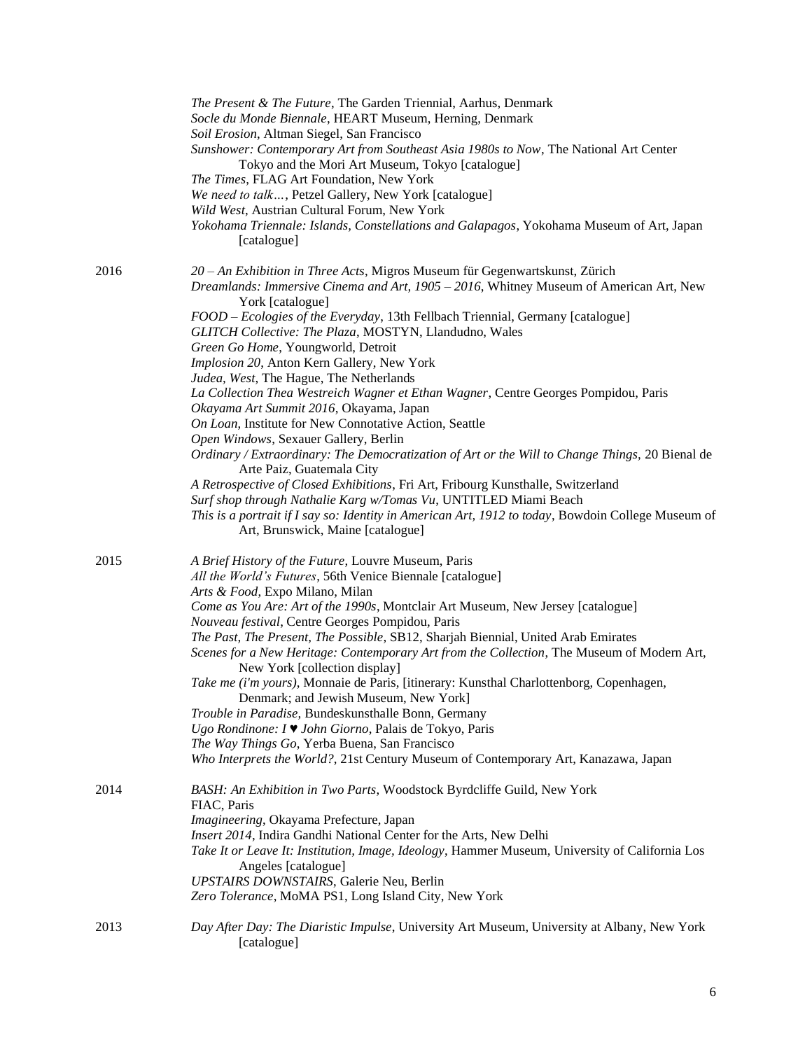*The Present & The Future*, The Garden Triennial, Aarhus, Denmark
*Socle du Monde Biennale*, HEART Museum, Herning, Denmark
*Soil Erosion*, Altman Siegel, San Francisco
*Sunshower: Contemporary Art from Southeast Asia 1980s to Now*, The National Art Center Tokyo and the Mori Art Museum, Tokyo [catalogue]
*The Times*, FLAG Art Foundation, New York
*We need to talk…*, Petzel Gallery, New York [catalogue]
*Wild West*, Austrian Cultural Forum, New York
*Yokohama Triennale: Islands, Constellations and Galapagos*, Yokohama Museum of Art, Japan [catalogue]

**2016**

*20 – An Exhibition in Three Acts*, Migros Museum für Gegenwartskunst, Zürich
*Dreamlands: Immersive Cinema and Art, 1905 – 2016*, Whitney Museum of American Art, New York [catalogue]
*FOOD – Ecologies of the Everyday*, 13th Fellbach Triennial, Germany [catalogue]
*GLITCH Collective: The Plaza*, MOSTYN, Llandudno, Wales
*Green Go Home*, Youngworld, Detroit
*Implosion 20*, Anton Kern Gallery, New York
*Judea*, *West*, The Hague, The Netherlands
*La Collection Thea Westreich Wagner et Ethan Wagner*, Centre Georges Pompidou, Paris
*Okayama Art Summit 2016*, Okayama, Japan
*On Loan*, Institute for New Connotative Action, Seattle
*Open Windows*, Sexauer Gallery, Berlin
*Ordinary / Extraordinary: The Democratization of Art or the Will to Change Things*, 20 Bienal de Arte Paiz, Guatemala City
*A Retrospective of Closed Exhibitions*, Fri Art, Fribourg Kunsthalle, Switzerland
*Surf shop through Nathalie Karg w/Tomas Vu*, UNTITLED Miami Beach
*This is a portrait if I say so: Identity in American Art, 1912 to today*, Bowdoin College Museum of Art, Brunswick, Maine [catalogue]

**2015**

*A Brief History of the Future*, Louvre Museum, Paris
*All the World's Futures*, 56th Venice Biennale [catalogue]
*Arts & Food*, Expo Milano, Milan
*Come as You Are: Art of the 1990s*, Montclair Art Museum, New Jersey [catalogue]
*Nouveau festival*, Centre Georges Pompidou, Paris
*The Past, The Present, The Possible*, SB12, Sharjah Biennial, United Arab Emirates
*Scenes for a New Heritage: Contemporary Art from the Collection*, The Museum of Modern Art, New York [collection display]
*Take me (i'm yours)*, Monnaie de Paris, [itinerary: Kunsthal Charlottenborg, Copenhagen, Denmark; and Jewish Museum, New York]
*Trouble in Paradise*, Bundeskunsthalle Bonn, Germany
*Ugo Rondinone: I ♥ John Giorno*, Palais de Tokyo, Paris
*The Way Things Go*, Yerba Buena, San Francisco
*Who Interprets the World?*, 21st Century Museum of Contemporary Art, Kanazawa, Japan

**2014**

*BASH: An Exhibition in Two Parts*, Woodstock Byrdcliffe Guild, New York
FIAC, Paris
*Imagineering*, Okayama Prefecture, Japan
*Insert 2014*, Indira Gandhi National Center for the Arts, New Delhi
*Take It or Leave It: Institution, Image, Ideology*, Hammer Museum, University of California Los Angeles [catalogue]
*UPSTAIRS DOWNSTAIRS*, Galerie Neu, Berlin
*Zero Tolerance*, MoMA PS1, Long Island City, New York

**2013**

*Day After Day: The Diaristic Impulse*, University Art Museum, University at Albany, New York [catalogue]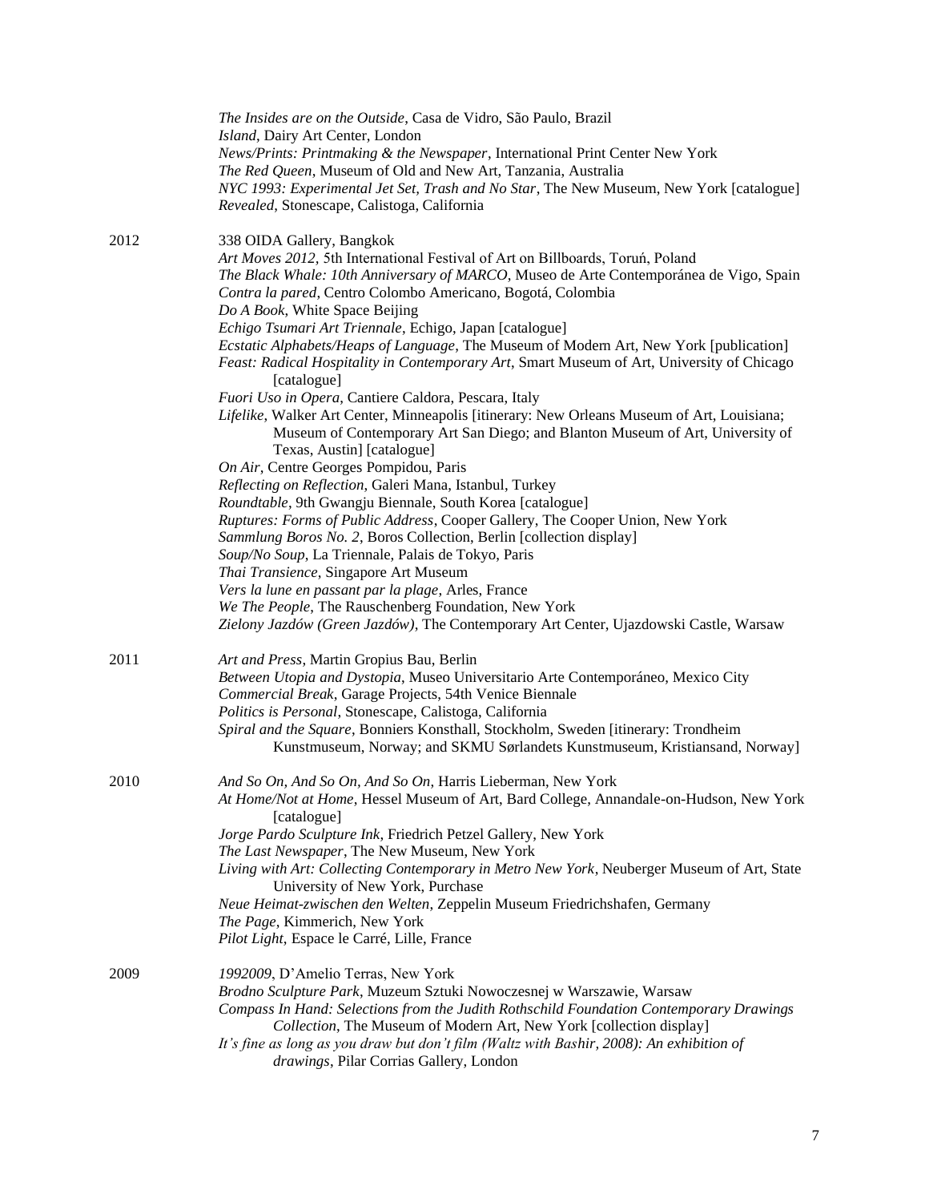*The Insides are on the Outside*, Casa de Vidro, São Paulo, Brazil
*Island*, Dairy Art Center, London
*News/Prints: Printmaking & the Newspaper*, International Print Center New York
*The Red Queen*, Museum of Old and New Art, Tanzania, Australia
*NYC 1993: Experimental Jet Set, Trash and No Star*, The New Museum, New York [catalogue]
*Revealed*, Stonescape, Calistoga, California

2012

338 OIDA Gallery, Bangkok
*Art Moves 2012*, 5th International Festival of Art on Billboards, Toruń, Poland
*The Black Whale: 10th Anniversary of MARCO*, Museo de Arte Contemporánea de Vigo, Spain
*Contra la pared*, Centro Colombo Americano, Bogotá, Colombia
*Do A Book*, White Space Beijing
*Echigo Tsumari Art Triennale*, Echigo, Japan [catalogue]
*Ecstatic Alphabets/Heaps of Language*, The Museum of Modern Art, New York [publication]
*Feast: Radical Hospitality in Contemporary Art*, Smart Museum of Art, University of Chicago [catalogue]
*Fuori Uso in Opera*, Cantiere Caldora, Pescara, Italy
*Lifelike*, Walker Art Center, Minneapolis [itinerary: New Orleans Museum of Art, Louisiana; Museum of Contemporary Art San Diego; and Blanton Museum of Art, University of Texas, Austin] [catalogue]
*On Air*, Centre Georges Pompidou, Paris
*Reflecting on Reflection*, Galeri Mana, Istanbul, Turkey
*Roundtable*, 9th Gwangju Biennale, South Korea [catalogue]
*Ruptures: Forms of Public Address*, Cooper Gallery, The Cooper Union, New York
*Sammlung Boros No. 2*, Boros Collection, Berlin [collection display]
*Soup/No Soup*, La Triennale, Palais de Tokyo, Paris
*Thai Transience*, Singapore Art Museum
*Vers la lune en passant par la plage*, Arles, France
*We The People*, The Rauschenberg Foundation, New York
*Zielony Jazdów (Green Jazdów)*, The Contemporary Art Center, Ujazdowski Castle, Warsaw

2011

*Art and Press*, Martin Gropius Bau, Berlin
*Between Utopia and Dystopia*, Museo Universitario Arte Contemporáneo, Mexico City
*Commercial Break*, Garage Projects, 54th Venice Biennale
*Politics is Personal*, Stonescape, Calistoga, California
*Spiral and the Square*, Bonniers Konsthall, Stockholm, Sweden [itinerary: Trondheim Kunstmuseum, Norway; and SKMU Sørlandets Kunstmuseum, Kristiansand, Norway]

2010

*And So On, And So On, And So On*, Harris Lieberman, New York
*At Home/Not at Home*, Hessel Museum of Art, Bard College, Annandale-on-Hudson, New York [catalogue]
*Jorge Pardo Sculpture Ink*, Friedrich Petzel Gallery, New York
*The Last Newspaper*, The New Museum, New York
*Living with Art: Collecting Contemporary in Metro New York*, Neuberger Museum of Art, State University of New York, Purchase
*Neue Heimat-zwischen den Welten*, Zeppelin Museum Friedrichshafen, Germany
*The Page*, Kimmerich, New York
*Pilot Light*, Espace le Carré, Lille, France

2009

*1992009*, D'Amelio Terras, New York
*Brodno Sculpture Park*, Muzeum Sztuki Nowoczesnej w Warszawie, Warsaw
*Compass In Hand: Selections from the Judith Rothschild Foundation Contemporary Drawings Collection*, The Museum of Modern Art, New York [collection display]
*It's fine as long as you draw but don't film (Waltz with Bashir, 2008): An exhibition of drawings*, Pilar Corrias Gallery, London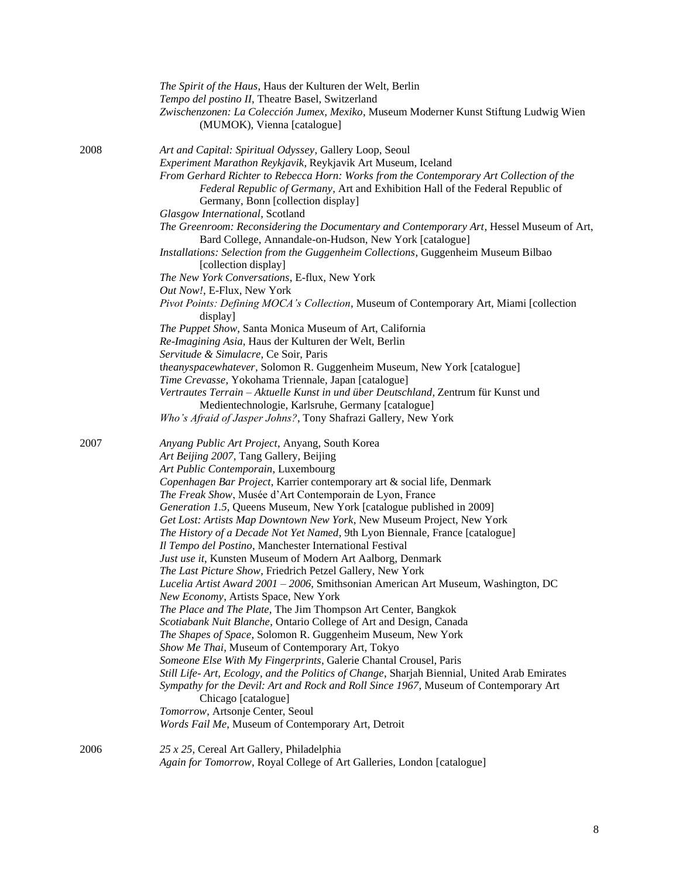*The Spirit of the Haus*, Haus der Kulturen der Welt, Berlin
*Tempo del postino II*, Theatre Basel, Switzerland
*Zwischenzonen: La Colección Jumex, Mexiko*, Museum Moderner Kunst Stiftung Ludwig Wien (MUMOK), Vienna [catalogue]

2008

*Art and Capital: Spiritual Odyssey*, Gallery Loop, Seoul
*Experiment Marathon Reykjavik*, Reykjavik Art Museum, Iceland
*From Gerhard Richter to Rebecca Horn: Works from the Contemporary Art Collection of the Federal Republic of Germany*, Art and Exhibition Hall of the Federal Republic of Germany, Bonn [collection display]
*Glasgow International*, Scotland
*The Greenroom: Reconsidering the Documentary and Contemporary Art*, Hessel Museum of Art, Bard College, Annandale-on-Hudson, New York [catalogue]
*Installations: Selection from the Guggenheim Collections*, Guggenheim Museum Bilbao [collection display]
*The New York Conversations*, E-flux, New York
*Out Now!*, E-Flux, New York
*Pivot Points: Defining MOCA's Collection*, Museum of Contemporary Art, Miami [collection display]
*The Puppet Show*, Santa Monica Museum of Art, California
*Re-Imagining Asia*, Haus der Kulturen der Welt, Berlin
*Servitude & Simulacre*, Ce Soir, Paris
*theanyspacewhatever*, Solomon R. Guggenheim Museum, New York [catalogue]
*Time Crevasse*, Yokohama Triennale, Japan [catalogue]
*Vertrautes Terrain – Aktuelle Kunst in und über Deutschland*, Zentrum für Kunst und Medientechnologie, Karlsruhe, Germany [catalogue]
*Who's Afraid of Jasper Johns?*, Tony Shafrazi Gallery, New York

2007

*Anyang Public Art Project*, Anyang, South Korea
*Art Beijing 2007*, Tang Gallery, Beijing
*Art Public Contemporain*, Luxembourg
*Copenhagen Bar Project*, Karrier contemporary art & social life, Denmark
*The Freak Show*, Musée d'Art Contemporain de Lyon, France
*Generation 1.5*, Queens Museum, New York [catalogue published in 2009]
*Get Lost: Artists Map Downtown New York*, New Museum Project, New York
*The History of a Decade Not Yet Named*, 9th Lyon Biennale, France [catalogue]
*Il Tempo del Postino*, Manchester International Festival
*Just use it*, Kunsten Museum of Modern Art Aalborg, Denmark
*The Last Picture Show*, Friedrich Petzel Gallery, New York
*Lucelia Artist Award 2001 – 2006*, Smithsonian American Art Museum, Washington, DC
*New Economy*, Artists Space, New York
*The Place and The Plate*, The Jim Thompson Art Center, Bangkok
*Scotiabank Nuit Blanche*, Ontario College of Art and Design, Canada
*The Shapes of Space*, Solomon R. Guggenheim Museum, New York
*Show Me Thai*, Museum of Contemporary Art, Tokyo
*Someone Else With My Fingerprints*, Galerie Chantal Crousel, Paris
*Still Life- Art, Ecology, and the Politics of Change*, Sharjah Biennial, United Arab Emirates
*Sympathy for the Devil: Art and Rock and Roll Since 1967*, Museum of Contemporary Art Chicago [catalogue]
*Tomorrow*, Artsonje Center, Seoul
*Words Fail Me*, Museum of Contemporary Art, Detroit

2006

*25 x 25*, Cereal Art Gallery, Philadelphia
*Again for Tomorrow*, Royal College of Art Galleries, London [catalogue]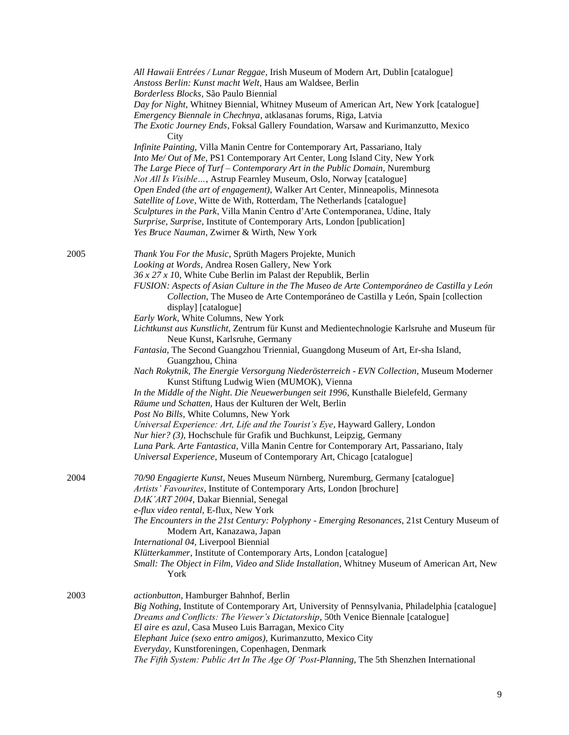*All Hawaii Entrées / Lunar Reggae*, Irish Museum of Modern Art, Dublin [catalogue]
*Anstoss Berlin: Kunst macht Welt*, Haus am Waldsee, Berlin
*Borderless Blocks*, São Paulo Biennial
*Day for Night*, Whitney Biennial, Whitney Museum of American Art, New York [catalogue]
*Emergency Biennale in Chechnya*, atklasanas forums, Riga, Latvia
*The Exotic Journey Ends*, Foksal Gallery Foundation, Warsaw and Kurimanzutto, Mexico City
*Infinite Painting*, Villa Manin Centre for Contemporary Art, Passariano, Italy
*Into Me/ Out of Me*, PS1 Contemporary Art Center, Long Island City, New York
*The Large Piece of Turf – Contemporary Art in the Public Domain*, Nuremburg
*Not All Is Visible…*, Astrup Fearnley Museum, Oslo, Norway [catalogue]
*Open Ended (the art of engagement)*, Walker Art Center, Minneapolis, Minnesota
*Satellite of Love*, Witte de With, Rotterdam, The Netherlands [catalogue]
*Sculptures in the Park*, Villa Manin Centro d'Arte Contemporanea, Udine, Italy
*Surprise, Surprise*, Institute of Contemporary Arts, London [publication]
*Yes Bruce Nauman*, Zwirner & Wirth, New York

2005
*Thank You For the Music*, Sprüth Magers Projekte, Munich
*Looking at Words*, Andrea Rosen Gallery, New York
*36 x 27 x 1*0, White Cube Berlin im Palast der Republik, Berlin
*FUSION: Aspects of Asian Culture in the The Museo de Arte Contemporáneo de Castilla y León Collection*, The Museo de Arte Contemporáneo de Castilla y León, Spain [collection display] [catalogue]
*Early Work*, White Columns, New York
*Lichtkunst aus Kunstlicht*, Zentrum für Kunst and Medientechnologie Karlsruhe and Museum für Neue Kunst, Karlsruhe, Germany
*Fantasia*, The Second Guangzhou Triennial, Guangdong Museum of Art, Er-sha Island, Guangzhou, China
*Nach Rokytnik, The Energie Versorgung Niederösterreich - EVN Collection*, Museum Moderner Kunst Stiftung Ludwig Wien (MUMOK), Vienna
*In the Middle of the Night*. *Die Neuewerbungen seit 1996*, Kunsthalle Bielefeld, Germany
*Räume und Schatten*, Haus der Kulturen der Welt, Berlin
*Post No Bills*, White Columns, New York
*Universal Experience: Art, Life and the Tourist's Eye*, Hayward Gallery, London
*Nur hier? (3)*, Hochschule für Grafik und Buchkunst, Leipzig, Germany
*Luna Park. Arte Fantastica*, Villa Manin Centre for Contemporary Art, Passariano, Italy
*Universal Experience*, Museum of Contemporary Art, Chicago [catalogue]

2004
*70/90 Engagierte Kunst*, Neues Museum Nürnberg, Nuremburg, Germany [catalogue]
*Artists' Favourites*, Institute of Contemporary Arts, London [brochure]
*DAK'ART 2004*, Dakar Biennial, Senegal
*e-flux video rental*, E-flux, New York
*The Encounters in the 21st Century: Polyphony - Emerging Resonances*, 21st Century Museum of Modern Art, Kanazawa, Japan
*International 04*, Liverpool Biennial
*Klütterkammer*, Institute of Contemporary Arts, London [catalogue]
*Small: The Object in Film, Video and Slide Installation*, Whitney Museum of American Art, New York

2003
*actionbutton*, Hamburger Bahnhof, Berlin
*Big Nothing*, Institute of Contemporary Art, University of Pennsylvania, Philadelphia [catalogue]
*Dreams and Conflicts: The Viewer's Dictatorship*, 50th Venice Biennale [catalogue]
*El aire es azul*, Casa Museo Luis Barragan, Mexico City
*Elephant Juice (sexo entro amigos)*, Kurimanzutto, Mexico City
*Everyday*, Kunstforeningen, Copenhagen, Denmark
*The Fifth System: Public Art In The Age Of 'Post-Planning*, The 5th Shenzhen International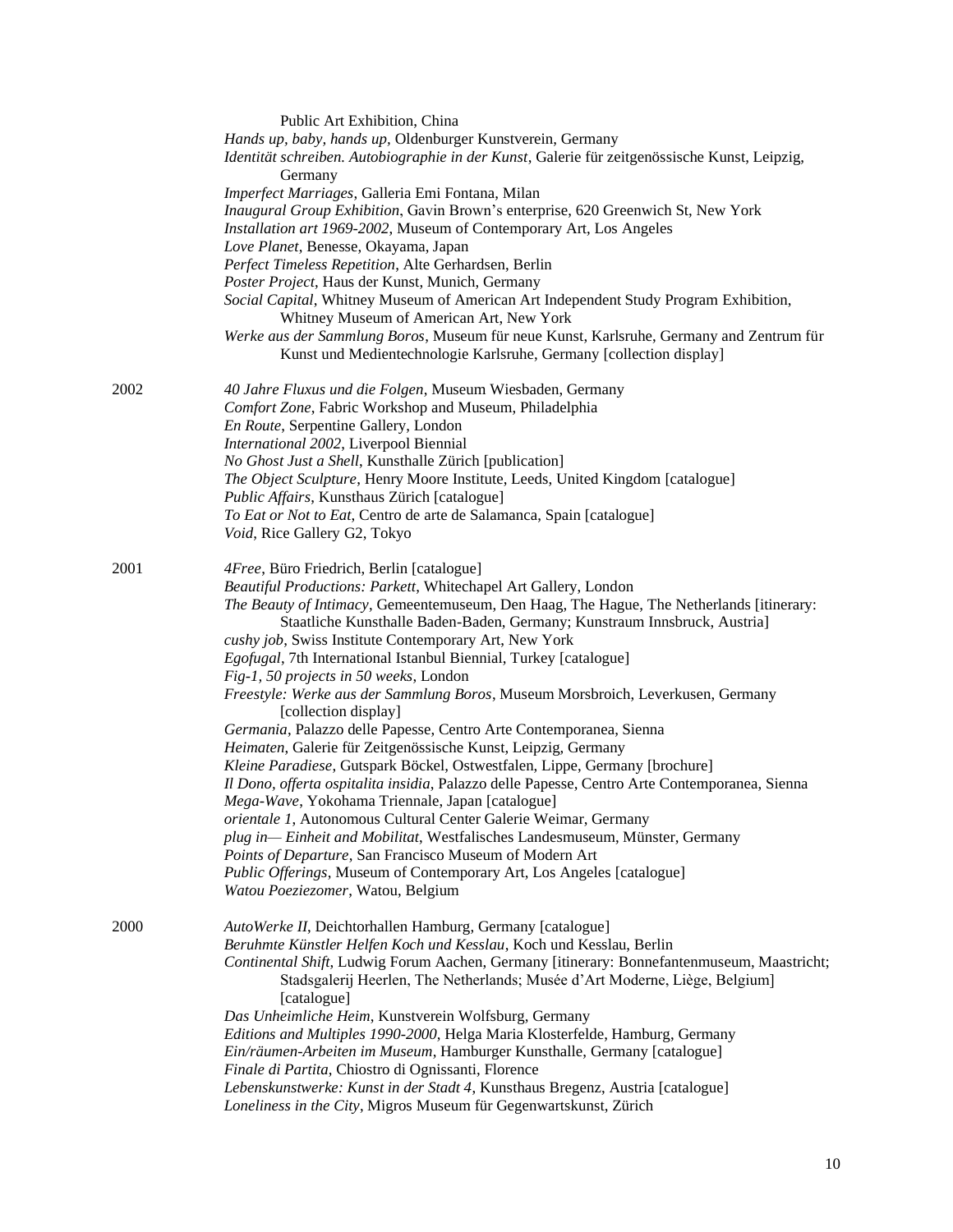Public Art Exhibition, China
*Hands up, baby, hands up*, Oldenburger Kunstverein, Germany
*Identität schreiben. Autobiographie in der Kunst*, Galerie für zeitgenössische Kunst, Leipzig, Germany
*Imperfect Marriages*, Galleria Emi Fontana, Milan
*Inaugural Group Exhibition*, Gavin Brown's enterprise, 620 Greenwich St, New York
*Installation art 1969-2002*, Museum of Contemporary Art, Los Angeles
*Love Planet*, Benesse, Okayama, Japan
*Perfect Timeless Repetition*, Alte Gerhardsen, Berlin
*Poster Project*, Haus der Kunst, Munich, Germany
*Social Capital*, Whitney Museum of American Art Independent Study Program Exhibition, Whitney Museum of American Art, New York
*Werke aus der Sammlung Boros*, Museum für neue Kunst, Karlsruhe, Germany and Zentrum für Kunst und Medientechnologie Karlsruhe, Germany [collection display]

2002
*40 Jahre Fluxus und die Folgen*, Museum Wiesbaden, Germany
*Comfort Zone*, Fabric Workshop and Museum, Philadelphia
*En Route*, Serpentine Gallery, London
*International 2002*, Liverpool Biennial
*No Ghost Just a Shell*, Kunsthalle Zürich [publication]
*The Object Sculpture*, Henry Moore Institute, Leeds, United Kingdom [catalogue]
*Public Affairs*, Kunsthaus Zürich [catalogue]
*To Eat or Not to Eat*, Centro de arte de Salamanca, Spain [catalogue]
*Void*, Rice Gallery G2, Tokyo

2001
*4Free*, Büro Friedrich, Berlin [catalogue]
*Beautiful Productions: Parkett*, Whitechapel Art Gallery, London
*The Beauty of Intimacy*, Gemeentemuseum, Den Haag, The Hague, The Netherlands [itinerary: Staatliche Kunsthalle Baden-Baden, Germany; Kunstraum Innsbruck, Austria]
*cushy job*, Swiss Institute Contemporary Art, New York
*Egofugal*, 7th International Istanbul Biennial, Turkey [catalogue]
*Fig-1, 50 projects in 50 weeks*, London
*Freestyle: Werke aus der Sammlung Boros*, Museum Morsbroich, Leverkusen, Germany [collection display]
*Germania*, Palazzo delle Papesse, Centro Arte Contemporanea, Sienna
*Heimaten*, Galerie für Zeitgenössische Kunst, Leipzig, Germany
*Kleine Paradiese*, Gutspark Böckel, Ostwestfalen, Lippe, Germany [brochure]
*Il Dono, offerta ospitalita insidia*, Palazzo delle Papesse, Centro Arte Contemporanea, Sienna
*Mega-Wave*, Yokohama Triennale, Japan [catalogue]
*orientale 1*, Autonomous Cultural Center Galerie Weimar, Germany
*plug in— Einheit and Mobilitat*, Westfalisches Landesmuseum, Münster, Germany
*Points of Departure*, San Francisco Museum of Modern Art
*Public Offerings*, Museum of Contemporary Art, Los Angeles [catalogue]
*Watou Poeziezomer*, Watou, Belgium

2000
*AutoWerke II*, Deichtorhallen Hamburg, Germany [catalogue]
*Beruhmte Künstler Helfen Koch und Kesslau*, Koch und Kesslau, Berlin
*Continental Shift*, Ludwig Forum Aachen, Germany [itinerary: Bonnefantenmuseum, Maastricht; Stadsgalerij Heerlen, The Netherlands; Musée d'Art Moderne, Liège, Belgium] [catalogue]
*Das Unheimliche Heim*, Kunstverein Wolfsburg, Germany
*Editions and Multiples 1990-2000*, Helga Maria Klosterfelde, Hamburg, Germany
*Ein/räumen-Arbeiten im Museum*, Hamburger Kunsthalle, Germany [catalogue]
*Finale di Partita*, Chiostro di Ognissanti, Florence
*Lebenskunstwerke: Kunst in der Stadt 4*, Kunsthaus Bregenz, Austria [catalogue]
*Loneliness in the City*, Migros Museum für Gegenwartskunst, Zürich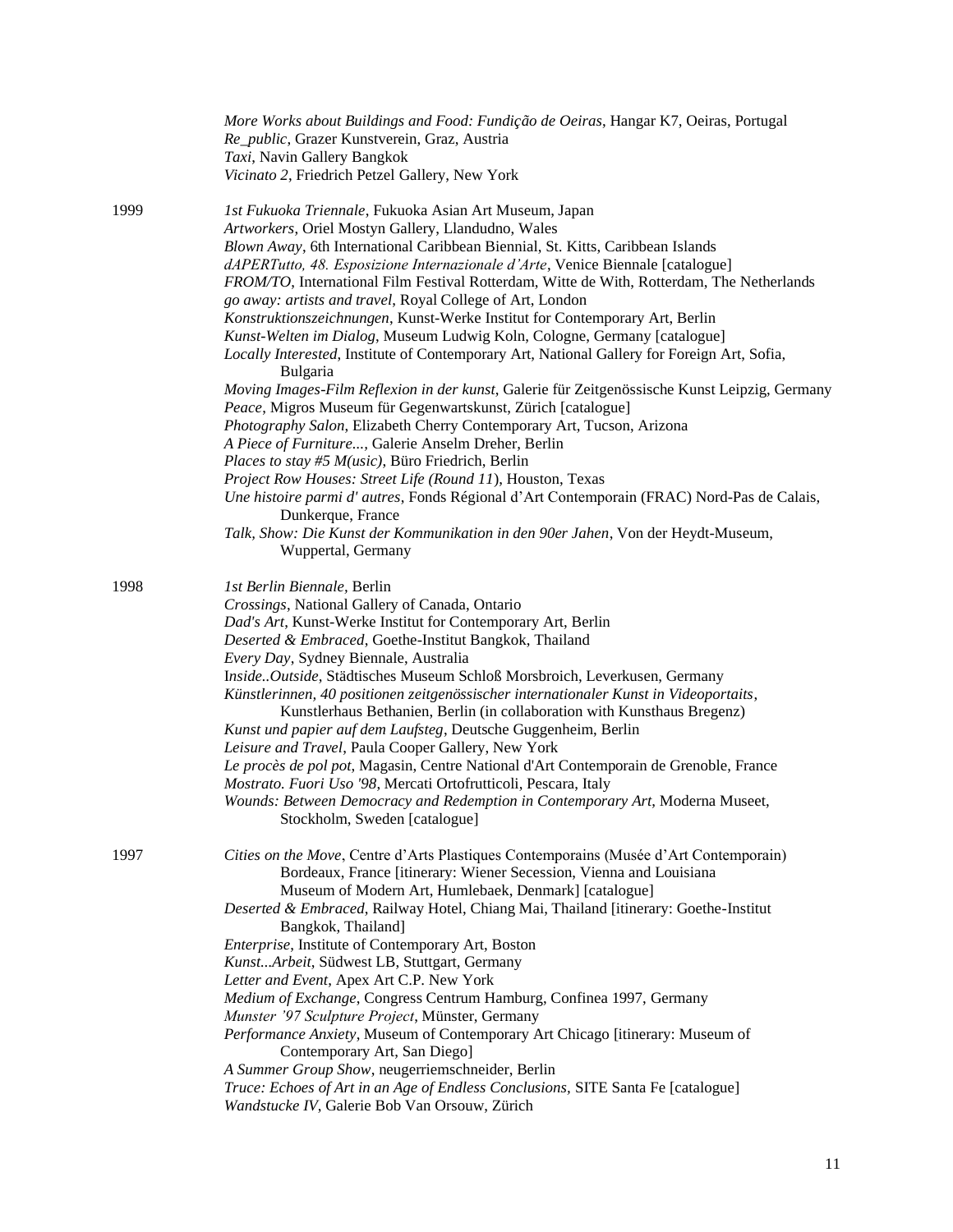*More Works about Buildings and Food: Fundição de Oeiras*, Hangar K7, Oeiras, Portugal
*Re_public*, Grazer Kunstverein, Graz, Austria
*Taxi*, Navin Gallery Bangkok
*Vicinato 2*, Friedrich Petzel Gallery, New York

1999

*1st Fukuoka Triennale*, Fukuoka Asian Art Museum, Japan
*Artworkers*, Oriel Mostyn Gallery, Llandudno, Wales
*Blown Away*, 6th International Caribbean Biennial, St. Kitts, Caribbean Islands
*dAPERTutto, 48. Esposizione Internazionale d'Arte*, Venice Biennale [catalogue]
*FROM/TO*, International Film Festival Rotterdam, Witte de With, Rotterdam, The Netherlands
*go away: artists and travel*, Royal College of Art, London
*Konstruktionszeichnungen*, Kunst-Werke Institut for Contemporary Art, Berlin
*Kunst-Welten im Dialog*, Museum Ludwig Koln, Cologne, Germany [catalogue]
*Locally Interested*, Institute of Contemporary Art, National Gallery for Foreign Art, Sofia, Bulgaria
*Moving Images-Film Reflexion in der kunst*, Galerie für Zeitgenössische Kunst Leipzig, Germany
*Peace*, Migros Museum für Gegenwartskunst, Zürich [catalogue]
*Photography Salon*, Elizabeth Cherry Contemporary Art, Tucson, Arizona
*A Piece of Furniture...*, Galerie Anselm Dreher, Berlin
*Places to stay #5 M(usic)*, Büro Friedrich, Berlin
*Project Row Houses: Street Life (Round 11*), Houston, Texas
*Une histoire parmi d' autres*, Fonds Régional d'Art Contemporain (FRAC) Nord-Pas de Calais, Dunkerque, France
*Talk, Show: Die Kunst der Kommunikation in den 90er Jahen*, Von der Heydt-Museum, Wuppertal, Germany

1998

*1st Berlin Biennale*, Berlin
*Crossings*, National Gallery of Canada, Ontario
*Dad's Art*, Kunst-Werke Institut for Contemporary Art, Berlin
*Deserted & Embraced*, Goethe-Institut Bangkok, Thailand
*Every Day*, Sydney Biennale, Australia
I*nside..Outside*, Städtisches Museum Schloß Morsbroich, Leverkusen, Germany
*Künstlerinnen, 40 positionen zeitgenössischer internationaler Kunst in Videoportaits*, Kunstlerhaus Bethanien, Berlin (in collaboration with Kunsthaus Bregenz)
*Kunst und papier auf dem Laufsteg*, Deutsche Guggenheim, Berlin
*Leisure and Travel*, Paula Cooper Gallery, New York
*Le procès de pol pot*, Magasin, Centre National d'Art Contemporain de Grenoble, France
*Mostrato. Fuori Uso '98*, Mercati Ortofrutticoli, Pescara, Italy
*Wounds: Between Democracy and Redemption in Contemporary Art*, Moderna Museet, Stockholm, Sweden [catalogue]

1997

*Cities on the Move*, Centre d'Arts Plastiques Contemporains (Musée d'Art Contemporain) Bordeaux, France [itinerary: Wiener Secession, Vienna and Louisiana Museum of Modern Art, Humlebaek, Denmark] [catalogue]
*Deserted & Embraced*, Railway Hotel, Chiang Mai, Thailand [itinerary: Goethe-Institut Bangkok, Thailand]
*Enterprise*, Institute of Contemporary Art, Boston
*Kunst...Arbeit*, Südwest LB, Stuttgart, Germany
*Letter and Event*, Apex Art C.P. New York
*Medium of Exchange*, Congress Centrum Hamburg, Confinea 1997, Germany
*Munster '97 Sculpture Project*, Münster, Germany
*Performance Anxiety*, Museum of Contemporary Art Chicago [itinerary: Museum of Contemporary Art, San Diego]
*A Summer Group Show*, neugerriemschneider, Berlin
*Truce: Echoes of Art in an Age of Endless Conclusions,* SITE Santa Fe [catalogue]
*Wandstucke IV*, Galerie Bob Van Orsouw, Zürich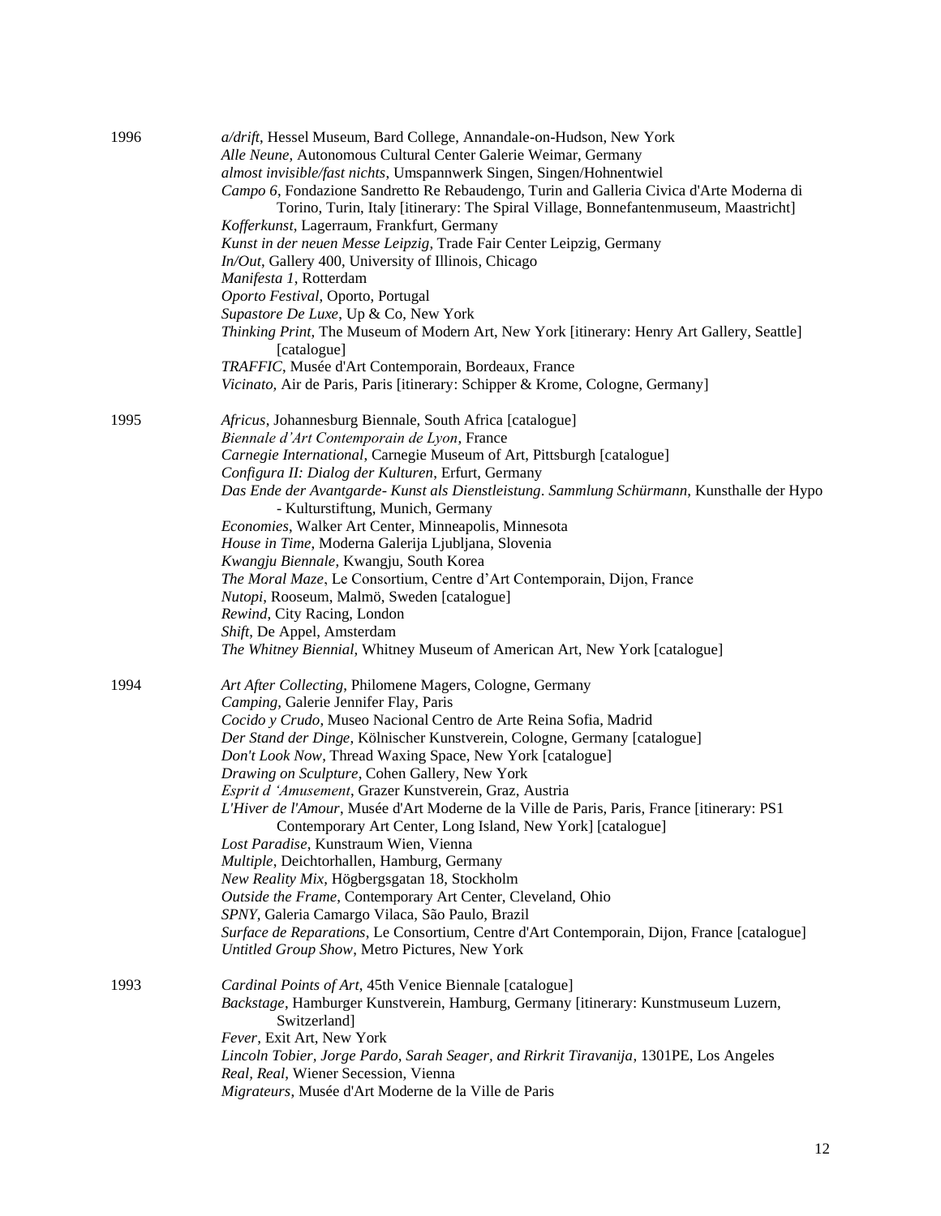1996

*a/drift*, Hessel Museum, Bard College, Annandale-on-Hudson, New York
*Alle Neune*, Autonomous Cultural Center Galerie Weimar, Germany
*almost invisible/fast nichts*, Umspannwerk Singen, Singen/Hohnentwiel
*Campo 6*, Fondazione Sandretto Re Rebaudengo, Turin and Galleria Civica d'Arte Moderna di Torino, Turin, Italy [itinerary: The Spiral Village, Bonnefantenmuseum, Maastricht]
*Kofferkunst*, Lagerraum, Frankfurt, Germany
*Kunst in der neuen Messe Leipzig*, Trade Fair Center Leipzig, Germany
*In/Out*, Gallery 400, University of Illinois, Chicago
*Manifesta 1*, Rotterdam
*Oporto Festival*, Oporto, Portugal
*Supastore De Luxe*, Up & Co, New York
*Thinking Print*, The Museum of Modern Art, New York [itinerary: Henry Art Gallery, Seattle] [catalogue]
*TRAFFIC*, Musée d'Art Contemporain, Bordeaux, France
*Vicinato*, Air de Paris, Paris [itinerary: Schipper & Krome, Cologne, Germany]

1995

*Africus*, Johannesburg Biennale, South Africa [catalogue]
*Biennale d'Art Contemporain de Lyon*, France
*Carnegie International*, Carnegie Museum of Art, Pittsburgh [catalogue]
*Configura II: Dialog der Kulturen*, Erfurt, Germany
*Das Ende der Avantgarde- Kunst als Dienstleistung*. *Sammlung Schürmann*, Kunsthalle der Hypo - Kulturstiftung, Munich, Germany
*Economies*, Walker Art Center, Minneapolis, Minnesota
*House in Time*, Moderna Galerija Ljubljana, Slovenia
*Kwangju Biennale*, Kwangju, South Korea
*The Moral Maze*, Le Consortium, Centre d'Art Contemporain, Dijon, France
*Nutopi*, Rooseum, Malmö, Sweden [catalogue]
*Rewind*, City Racing, London
*Shift*, De Appel, Amsterdam
*The Whitney Biennial*, Whitney Museum of American Art, New York [catalogue]

1994

*Art After Collecting*, Philomene Magers, Cologne, Germany
*Camping*, Galerie Jennifer Flay, Paris
*Cocido y Crudo*, Museo Nacional Centro de Arte Reina Sofia, Madrid
*Der Stand der Dinge*, Kölnischer Kunstverein, Cologne, Germany [catalogue]
*Don't Look Now*, Thread Waxing Space, New York [catalogue]
*Drawing on Sculpture*, Cohen Gallery, New York
*Esprit d 'Amusement*, Grazer Kunstverein, Graz, Austria
*L'Hiver de l'Amour*, Musée d'Art Moderne de la Ville de Paris, Paris, France [itinerary: PS1 Contemporary Art Center, Long Island, New York] [catalogue]
*Lost Paradise*, Kunstraum Wien, Vienna
*Multiple*, Deichtorhallen, Hamburg, Germany
*New Reality Mix*, Högbergsgatan 18, Stockholm
*Outside the Frame*, Contemporary Art Center, Cleveland, Ohio
*SPNY*, Galeria Camargo Vilaca, São Paulo, Brazil
*Surface de Reparations*, Le Consortium, Centre d'Art Contemporain, Dijon, France [catalogue]
*Untitled Group Show*, Metro Pictures, New York

1993

*Cardinal Points of Art*, 45th Venice Biennale [catalogue]
*Backstage*, Hamburger Kunstverein, Hamburg, Germany [itinerary: Kunstmuseum Luzern, Switzerland]
*Fever*, Exit Art, New York
*Lincoln Tobier, Jorge Pardo, Sarah Seager, and Rirkrit Tiravanija*, 1301PE, Los Angeles
*Real, Real*, Wiener Secession, Vienna
*Migrateurs*, Musée d'Art Moderne de la Ville de Paris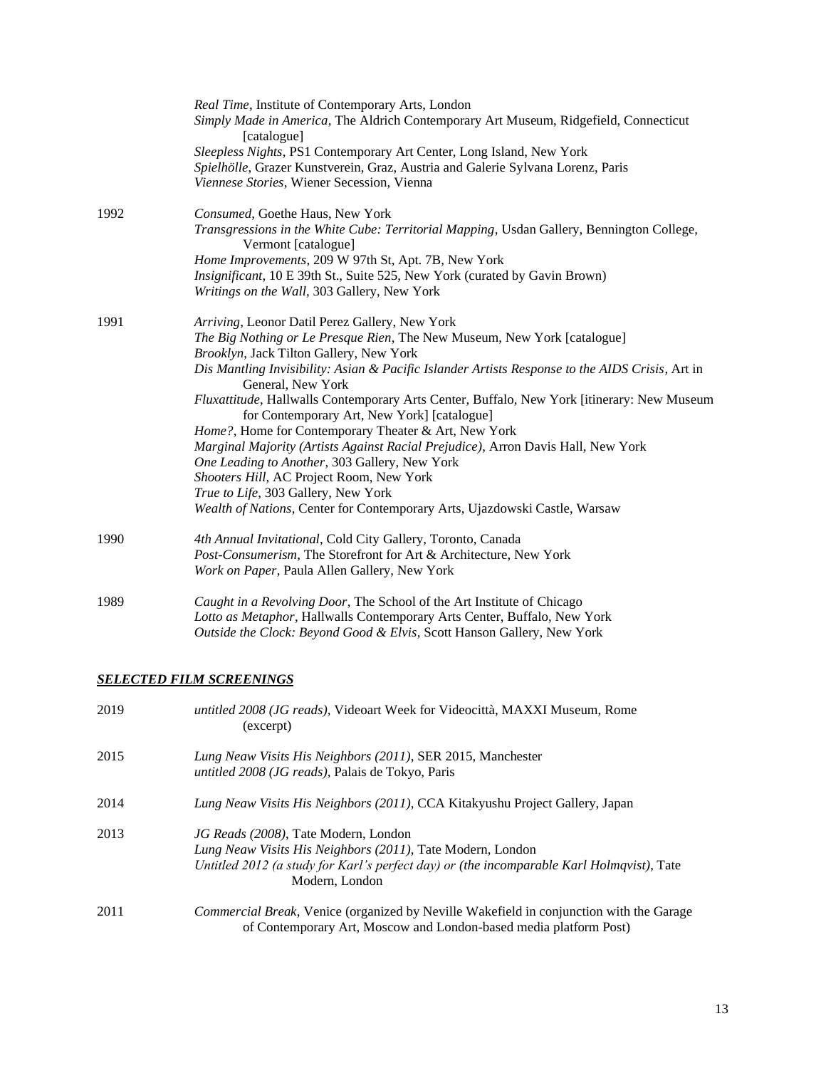*Real Time*, Institute of Contemporary Arts, London
*Simply Made in America*, The Aldrich Contemporary Art Museum, Ridgefield, Connecticut [catalogue]
*Sleepless Nights*, PS1 Contemporary Art Center, Long Island, New York
*Spielhölle*, Grazer Kunstverein, Graz, Austria and Galerie Sylvana Lorenz, Paris
*Viennese Stories*, Wiener Secession, Vienna

1992
*Consumed*, Goethe Haus, New York
*Transgressions in the White Cube: Territorial Mapping*, Usdan Gallery, Bennington College, Vermont [catalogue]
*Home Improvements*, 209 W 97th St, Apt. 7B, New York
*Insignificant*, 10 E 39th St., Suite 525, New York (curated by Gavin Brown)
*Writings on the Wall*, 303 Gallery, New York

1991
*Arriving*, Leonor Datil Perez Gallery, New York
*The Big Nothing or Le Presque Rien*, The New Museum, New York [catalogue]
*Brooklyn*, Jack Tilton Gallery, New York
*Dis Mantling Invisibility: Asian & Pacific Islander Artists Response to the AIDS Crisis*, Art in General, New York
*Fluxattitude*, Hallwalls Contemporary Arts Center, Buffalo, New York [itinerary: New Museum for Contemporary Art, New York] [catalogue]
*Home?*, Home for Contemporary Theater & Art, New York
*Marginal Majority (Artists Against Racial Prejudice)*, Arron Davis Hall, New York
*One Leading to Another*, 303 Gallery, New York
*Shooters Hill*, AC Project Room, New York
*True to Life*, 303 Gallery, New York
*Wealth of Nations*, Center for Contemporary Arts, Ujazdowski Castle, Warsaw

1990
*4th Annual Invitational*, Cold City Gallery, Toronto, Canada
*Post-Consumerism*, The Storefront for Art & Architecture, New York
*Work on Paper*, Paula Allen Gallery, New York

1989
*Caught in a Revolving Door*, The School of the Art Institute of Chicago
*Lotto as Metaphor*, Hallwalls Contemporary Arts Center, Buffalo, New York
*Outside the Clock: Beyond Good & Elvis*, Scott Hanson Gallery, New York

## ***SELECTED FILM SCREENINGS***

2019
*untitled 2008 (JG reads)*, Videoart Week for Videocittà, MAXXI Museum, Rome (excerpt)

2015
*Lung Neaw Visits His Neighbors (2011)*, SER 2015, Manchester
*untitled 2008 (JG reads)*, Palais de Tokyo, Paris

2014
*Lung Neaw Visits His Neighbors (2011)*, CCA Kitakyushu Project Gallery, Japan

2013
*JG Reads (2008)*, Tate Modern, London
*Lung Neaw Visits His Neighbors (2011)*, Tate Modern, London
*Untitled 2012 (a study for Karl's perfect day) or (the incomparable Karl Holmqvist)*, Tate Modern, London

2011
*Commercial Break*, Venice (organized by Neville Wakefield in conjunction with the Garage of Contemporary Art, Moscow and London-based media platform Post)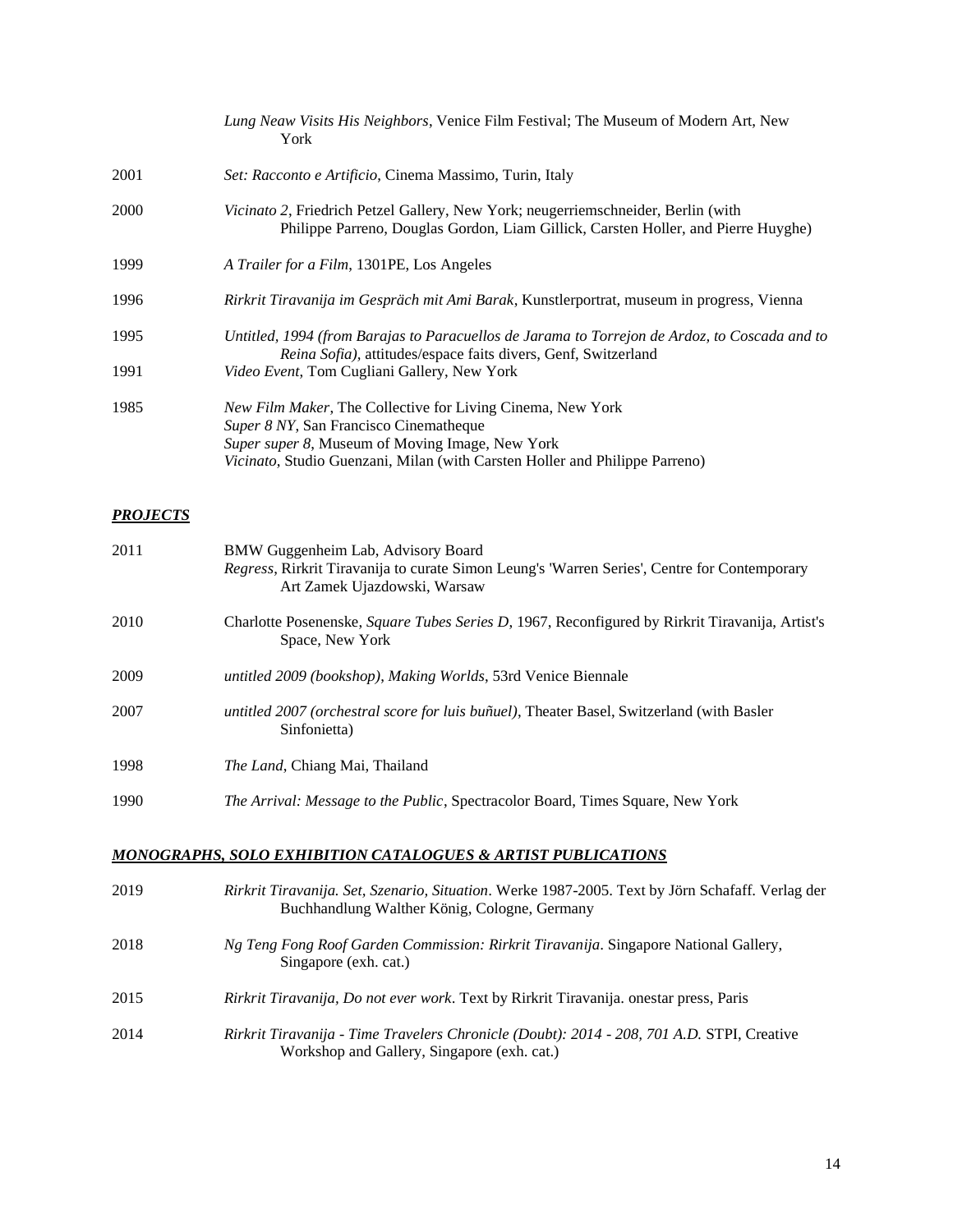*Lung Neaw Visits His Neighbors*, Venice Film Festival; The Museum of Modern Art, New York

2001 *Set: Racconto e Artificio*, Cinema Massimo, Turin, Italy

2000 *Vicinato 2*, Friedrich Petzel Gallery, New York; neugerriemschneider, Berlin (with Philippe Parreno, Douglas Gordon, Liam Gillick, Carsten Holler, and Pierre Huyghe)

1999 *A Trailer for a Film*, 1301PE, Los Angeles

1996 *Rirkrit Tiravanija im Gespräch mit Ami Barak*, Kunstlerportrat, museum in progress, Vienna

1995 *Untitled, 1994 (from Barajas to Paracuellos de Jarama to Torrejon de Ardoz, to Coscada and to Reina Sofia)*, attitudes/espace faits divers, Genf, Switzerland

1991 *Video Event*, Tom Cugliani Gallery, New York

1985 *New Film Maker*, The Collective for Living Cinema, New York
*Super 8 NY*, San Francisco Cinematheque
*Super super 8*, Museum of Moving Image, New York
*Vicinato*, Studio Guenzani, Milan (with Carsten Holler and Philippe Parreno)

## ***PROJECTS***

2011 BMW Guggenheim Lab, Advisory Board
*Regress*, Rirkrit Tiravanija to curate Simon Leung's 'Warren Series', Centre for Contemporary Art Zamek Ujazdowski, Warsaw

2010 Charlotte Posenenske, *Square Tubes Series D*, 1967, Reconfigured by Rirkrit Tiravanija, Artist's Space, New York

2009 *untitled 2009 (bookshop)*, *Making Worlds*, 53rd Venice Biennale

2007 *untitled 2007 (orchestral score for luis buñuel)*, Theater Basel, Switzerland (with Basler Sinfonietta)

1998 *The Land*, Chiang Mai, Thailand

1990 *The Arrival: Message to the Public*, Spectracolor Board, Times Square, New York

## ***MONOGRAPHS, SOLO EXHIBITION CATALOGUES & ARTIST PUBLICATIONS***

2019 *Rirkrit Tiravanija. Set, Szenario, Situation*. Werke 1987-2005. Text by Jörn Schafaff. Verlag der Buchhandlung Walther König, Cologne, Germany

2018 *Ng Teng Fong Roof Garden Commission: Rirkrit Tiravanija*. Singapore National Gallery, Singapore (exh. cat.)

2015 *Rirkrit Tiravanija, Do not ever work*. Text by Rirkrit Tiravanija. onestar press, Paris

2014 *Rirkrit Tiravanija - Time Travelers Chronicle (Doubt): 2014 - 208, 701 A.D.* STPI, Creative Workshop and Gallery, Singapore (exh. cat.)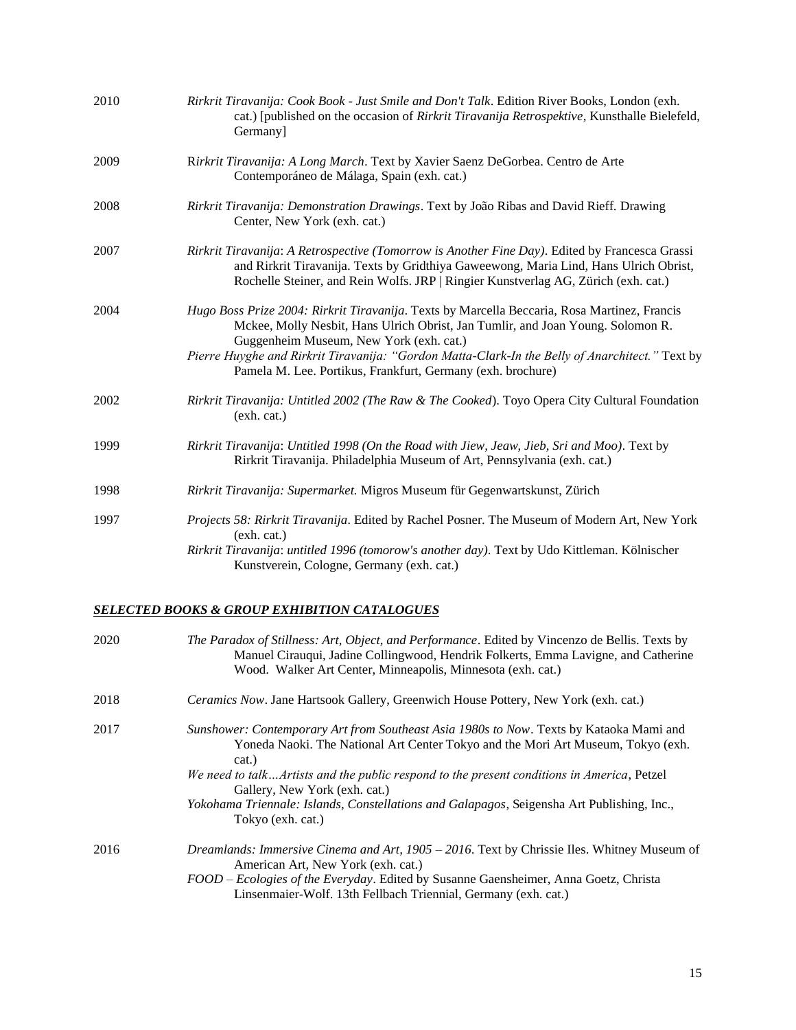2010 *Rirkrit Tiravanija: Cook Book - Just Smile and Don't Talk*. Edition River Books, London (exh. cat.) [published on the occasion of *Rirkrit Tiravanija Retrospektive*, Kunsthalle Bielefeld, Germany]

2009 R*irkrit Tiravanija: A Long March*. Text by Xavier Saenz DeGorbea. Centro de Arte Contemporáneo de Málaga, Spain (exh. cat.)

2008 *Rirkrit Tiravanija: Demonstration Drawings*. Text by João Ribas and David Rieff. Drawing Center, New York (exh. cat.)

2007 *Rirkrit Tiravanija*: *A Retrospective (Tomorrow is Another Fine Day)*. Edited by Francesca Grassi and Rirkrit Tiravanija. Texts by Gridthiya Gaweewong, Maria Lind, Hans Ulrich Obrist, Rochelle Steiner, and Rein Wolfs. JRP | Ringier Kunstverlag AG, Zürich (exh. cat.)

2004 *Hugo Boss Prize 2004: Rirkrit Tiravanija*. Texts by Marcella Beccaria, Rosa Martinez, Francis Mckee, Molly Nesbit, Hans Ulrich Obrist, Jan Tumlir, and Joan Young. Solomon R. Guggenheim Museum, New York (exh. cat.)
*Pierre Huyghe and Rirkrit Tiravanija: "Gordon Matta-Clark-In the Belly of Anarchitect."* Text by Pamela M. Lee. Portikus, Frankfurt, Germany (exh. brochure)

2002 *Rirkrit Tiravanija: Untitled 2002 (The Raw & The Cooked*). Toyo Opera City Cultural Foundation (exh. cat.)

1999 *Rirkrit Tiravanija*: *Untitled 1998 (On the Road with Jiew, Jeaw, Jieb, Sri and Moo)*. Text by Rirkrit Tiravanija. Philadelphia Museum of Art, Pennsylvania (exh. cat.)

1998 *Rirkrit Tiravanija: Supermarket.* Migros Museum für Gegenwartskunst, Zürich

1997 *Projects 58: Rirkrit Tiravanija*. Edited by Rachel Posner. The Museum of Modern Art, New York (exh. cat.)
*Rirkrit Tiravanija*: *untitled 1996 (tomorow's another day)*. Text by Udo Kittleman. Kölnischer Kunstverein, Cologne, Germany (exh. cat.)

## ***SELECTED BOOKS & GROUP EXHIBITION CATALOGUES***

2020 *The Paradox of Stillness: Art, Object, and Performance*. Edited by Vincenzo de Bellis. Texts by Manuel Cirauqui, Jadine Collingwood, Hendrik Folkerts, Emma Lavigne, and Catherine Wood. Walker Art Center, Minneapolis, Minnesota (exh. cat.)

2018 *Ceramics Now*. Jane Hartsook Gallery, Greenwich House Pottery, New York (exh. cat.)

2017 *Sunshower: Contemporary Art from Southeast Asia 1980s to Now*. Texts by Kataoka Mami and Yoneda Naoki. The National Art Center Tokyo and the Mori Art Museum, Tokyo (exh. cat.)
*We need to talk…Artists and the public respond to the present conditions in America*, Petzel Gallery, New York (exh. cat.)
*Yokohama Triennale: Islands, Constellations and Galapagos*, Seigensha Art Publishing, Inc., Tokyo (exh. cat.)

2016 *Dreamlands: Immersive Cinema and Art, 1905 – 2016*. Text by Chrissie Iles. Whitney Museum of American Art, New York (exh. cat.)
*FOOD – Ecologies of the Everyday*. Edited by Susanne Gaensheimer, Anna Goetz, Christa Linsenmaier-Wolf. 13th Fellbach Triennial, Germany (exh. cat.)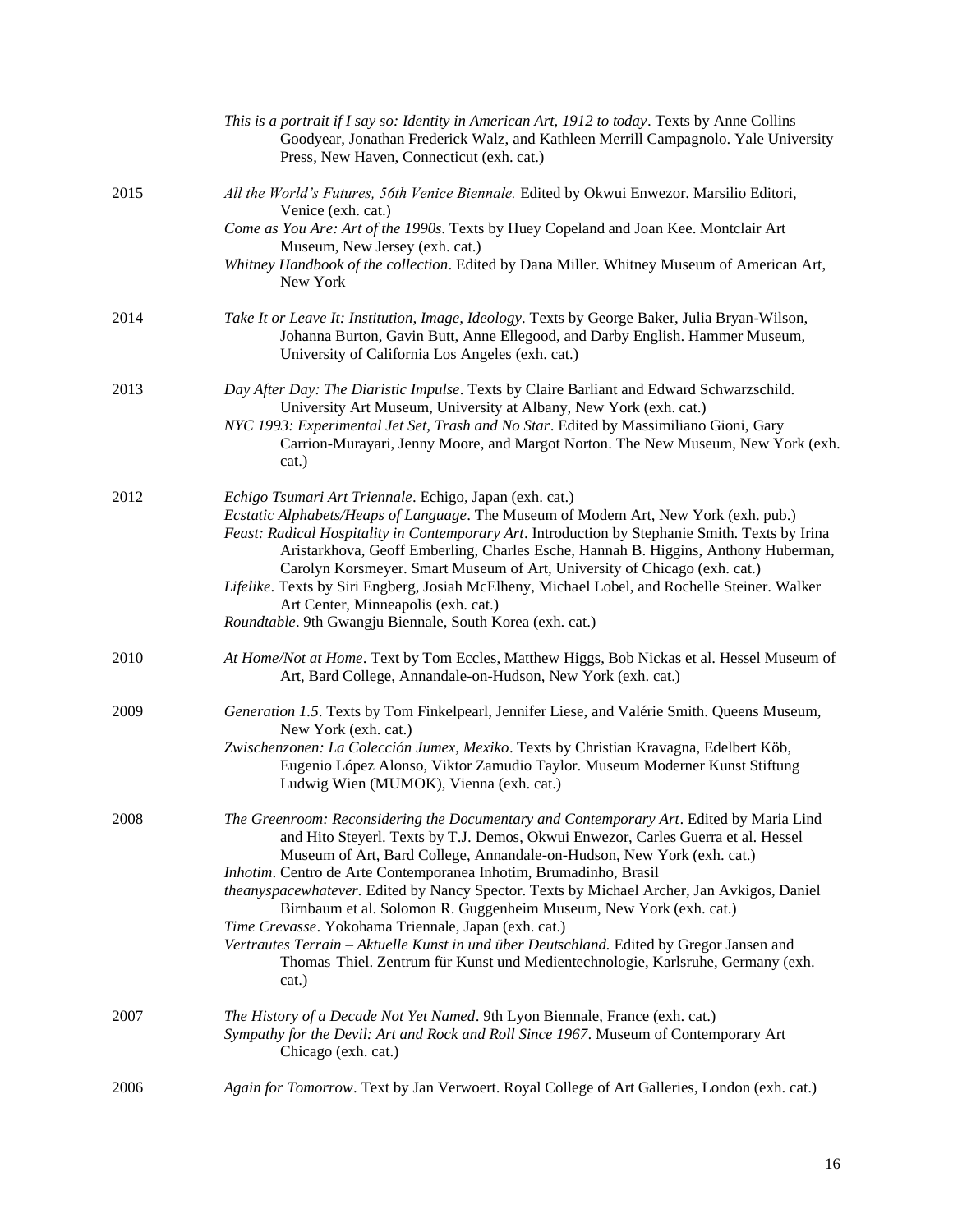*This is a portrait if I say so: Identity in American Art, 1912 to today*. Texts by Anne Collins Goodyear, Jonathan Frederick Walz, and Kathleen Merrill Campagnolo. Yale University Press, New Haven, Connecticut (exh. cat.)

2015

*All the World's Futures, 56th Venice Biennale.* Edited by Okwui Enwezor. Marsilio Editori, Venice (exh. cat.)

*Come as You Are: Art of the 1990s*. Texts by Huey Copeland and Joan Kee. Montclair Art Museum, New Jersey (exh. cat.)

*Whitney Handbook of the collection*. Edited by Dana Miller. Whitney Museum of American Art, New York

2014

*Take It or Leave It: Institution, Image, Ideology*. Texts by George Baker, Julia Bryan-Wilson, Johanna Burton, Gavin Butt, Anne Ellegood, and Darby English. Hammer Museum, University of California Los Angeles (exh. cat.)

2013

*Day After Day: The Diaristic Impulse*. Texts by Claire Barliant and Edward Schwarzschild. University Art Museum, University at Albany, New York (exh. cat.)

*NYC 1993: Experimental Jet Set, Trash and No Star*. Edited by Massimiliano Gioni, Gary Carrion-Murayari, Jenny Moore, and Margot Norton. The New Museum, New York (exh. cat.)

2012

*Echigo Tsumari Art Triennale*. Echigo, Japan (exh. cat.)

*Ecstatic Alphabets/Heaps of Language*. The Museum of Modern Art, New York (exh. pub.)

*Feast: Radical Hospitality in Contemporary Art*. Introduction by Stephanie Smith. Texts by Irina Aristarkhova, Geoff Emberling, Charles Esche, Hannah B. Higgins, Anthony Huberman, Carolyn Korsmeyer. Smart Museum of Art, University of Chicago (exh. cat.)

*Lifelike*. Texts by Siri Engberg, Josiah McElheny, Michael Lobel, and Rochelle Steiner. Walker Art Center, Minneapolis (exh. cat.)

*Roundtable*. 9th Gwangju Biennale, South Korea (exh. cat.)

2010

*At Home/Not at Home*. Text by Tom Eccles, Matthew Higgs, Bob Nickas et al. Hessel Museum of Art, Bard College, Annandale-on-Hudson, New York (exh. cat.)

2009

*Generation 1.5*. Texts by Tom Finkelpearl, Jennifer Liese, and Valérie Smith. Queens Museum, New York (exh. cat.)

*Zwischenzonen: La Colección Jumex, Mexiko*. Texts by Christian Kravagna, Edelbert Köb, Eugenio López Alonso, Viktor Zamudio Taylor. Museum Moderner Kunst Stiftung Ludwig Wien (MUMOK), Vienna (exh. cat.)

2008

*The Greenroom: Reconsidering the Documentary and Contemporary Art*. Edited by Maria Lind and Hito Steyerl. Texts by T.J. Demos, Okwui Enwezor, Carles Guerra et al. Hessel Museum of Art, Bard College, Annandale-on-Hudson, New York (exh. cat.)

*Inhotim*. Centro de Arte Contemporanea Inhotim, Brumadinho, Brasil

*theanyspacewhatever.* Edited by Nancy Spector. Texts by Michael Archer, Jan Avkigos, Daniel Birnbaum et al. Solomon R. Guggenheim Museum, New York (exh. cat.)

*Time Crevasse*. Yokohama Triennale, Japan (exh. cat.)

*Vertrautes Terrain – Aktuelle Kunst in und über Deutschland.* Edited by Gregor Jansen and Thomas Thiel. Zentrum für Kunst und Medientechnologie, Karlsruhe, Germany (exh. cat.)

2007

*The History of a Decade Not Yet Named*. 9th Lyon Biennale, France (exh. cat.)

*Sympathy for the Devil: Art and Rock and Roll Since 1967*. Museum of Contemporary Art Chicago (exh. cat.)

2006

*Again for Tomorrow*. Text by Jan Verwoert. Royal College of Art Galleries, London (exh. cat.)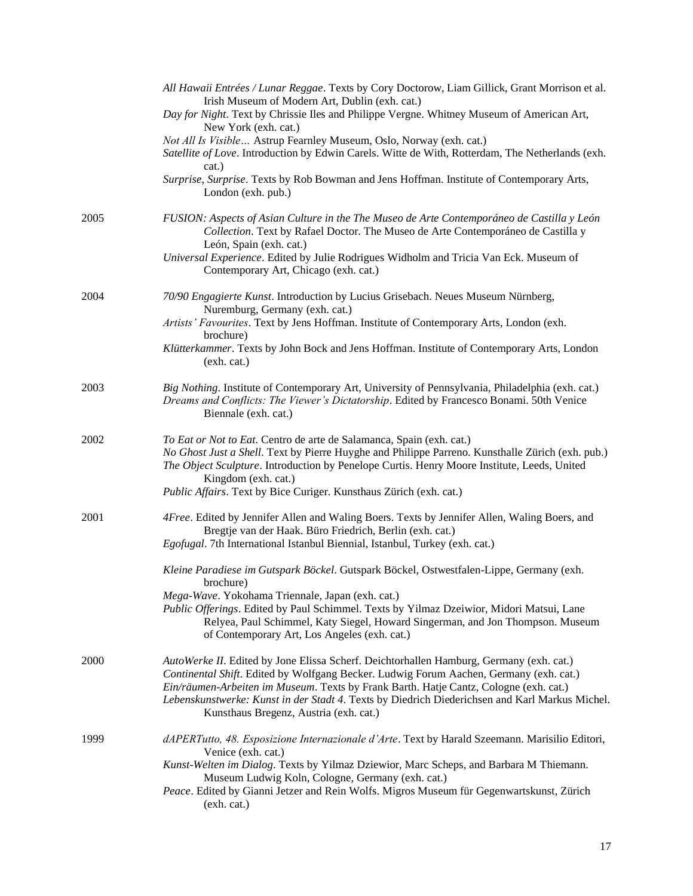*All Hawaii Entrées / Lunar Reggae*. Texts by Cory Doctorow, Liam Gillick, Grant Morrison et al. Irish Museum of Modern Art, Dublin (exh. cat.)

*Day for Night*. Text by Chrissie Iles and Philippe Vergne. Whitney Museum of American Art, New York (exh. cat.)

*Not All Is Visible…* Astrup Fearnley Museum, Oslo, Norway (exh. cat.)

*Satellite of Love*. Introduction by Edwin Carels. Witte de With, Rotterdam, The Netherlands (exh. cat.)

*Surprise, Surprise*. Texts by Rob Bowman and Jens Hoffman. Institute of Contemporary Arts, London (exh. pub.)

2005

*FUSION: Aspects of Asian Culture in the The Museo de Arte Contemporáneo de Castilla y León Collection*. Text by Rafael Doctor. The Museo de Arte Contemporáneo de Castilla y León, Spain (exh. cat.)

*Universal Experience*. Edited by Julie Rodrigues Widholm and Tricia Van Eck. Museum of Contemporary Art, Chicago (exh. cat.)

2004

*70/90 Engagierte Kunst*. Introduction by Lucius Grisebach. Neues Museum Nürnberg, Nuremburg, Germany (exh. cat.)

*Artists' Favourites*. Text by Jens Hoffman. Institute of Contemporary Arts, London (exh. brochure)

*Klütterkammer*. Texts by John Bock and Jens Hoffman. Institute of Contemporary Arts, London (exh. cat.)

2003

*Big Nothing*. Institute of Contemporary Art, University of Pennsylvania, Philadelphia (exh. cat.)

*Dreams and Conflicts: The Viewer's Dictatorship*. Edited by Francesco Bonami. 50th Venice Biennale (exh. cat.)

2002

*To Eat or Not to Eat*. Centro de arte de Salamanca, Spain (exh. cat.)

*No Ghost Just a Shell*. Text by Pierre Huyghe and Philippe Parreno. Kunsthalle Zürich (exh. pub.)

*The Object Sculpture*. Introduction by Penelope Curtis. Henry Moore Institute, Leeds, United Kingdom (exh. cat.)

*Public Affairs*. Text by Bice Curiger. Kunsthaus Zürich (exh. cat.)

2001

*4Free*. Edited by Jennifer Allen and Waling Boers. Texts by Jennifer Allen, Waling Boers, and Bregtje van der Haak. Büro Friedrich, Berlin (exh. cat.)

*Egofugal*. 7th International Istanbul Biennial, Istanbul, Turkey (exh. cat.)

*Kleine Paradiese im Gutspark Böckel*. Gutspark Böckel, Ostwestfalen-Lippe, Germany (exh. brochure)

*Mega-Wave*. Yokohama Triennale, Japan (exh. cat.)

*Public Offerings*. Edited by Paul Schimmel. Texts by Yilmaz Dzeiwior, Midori Matsui, Lane Relyea, Paul Schimmel, Katy Siegel, Howard Singerman, and Jon Thompson. Museum of Contemporary Art, Los Angeles (exh. cat.)

2000

*AutoWerke II*. Edited by Jone Elissa Scherf. Deichtorhallen Hamburg, Germany (exh. cat.)

*Continental Shift*. Edited by Wolfgang Becker. Ludwig Forum Aachen, Germany (exh. cat.)

*Ein/räumen-Arbeiten im Museum*. Texts by Frank Barth. Hatje Cantz, Cologne (exh. cat.)

*Lebenskunstwerke: Kunst in der Stadt 4*. Texts by Diedrich Diederichsen and Karl Markus Michel. Kunsthaus Bregenz, Austria (exh. cat.)

1999

*dAPERTutto, 48. Esposizione Internazionale d'Arte*. Text by Harald Szeemann. Marisilio Editori, Venice (exh. cat.)

*Kunst-Welten im Dialog*. Texts by Yilmaz Dziewior, Marc Scheps, and Barbara M Thiemann. Museum Ludwig Koln, Cologne, Germany (exh. cat.)

*Peace*. Edited by Gianni Jetzer and Rein Wolfs. Migros Museum für Gegenwartskunst, Zürich (exh. cat.)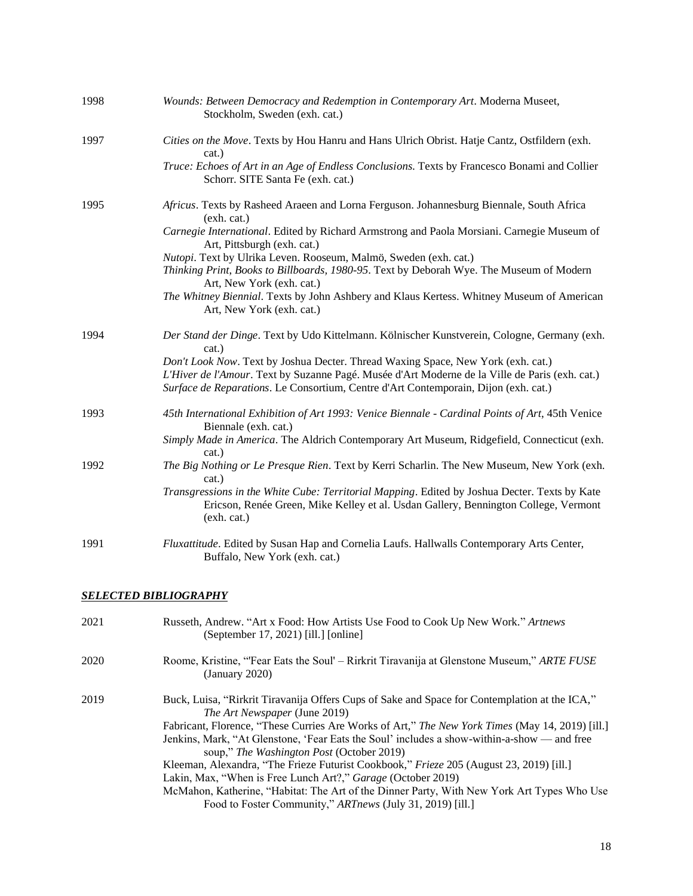1998 *Wounds: Between Democracy and Redemption in Contemporary Art*. Moderna Museet, Stockholm, Sweden (exh. cat.)

1997 *Cities on the Move*. Texts by Hou Hanru and Hans Ulrich Obrist. Hatje Cantz, Ostfildern (exh. cat.)

*Truce: Echoes of Art in an Age of Endless Conclusions.* Texts by Francesco Bonami and Collier Schorr. SITE Santa Fe (exh. cat.)

1995 *Africus*. Texts by Rasheed Araeen and Lorna Ferguson. Johannesburg Biennale, South Africa (exh. cat.)

*Carnegie International*. Edited by Richard Armstrong and Paola Morsiani. Carnegie Museum of Art, Pittsburgh (exh. cat.)

*Nutopi*. Text by Ulrika Leven. Rooseum, Malmö, Sweden (exh. cat.)

*Thinking Print, Books to Billboards, 1980-95*. Text by Deborah Wye. The Museum of Modern Art, New York (exh. cat.)

*The Whitney Biennial*. Texts by John Ashbery and Klaus Kertess. Whitney Museum of American Art, New York (exh. cat.)

1994 *Der Stand der Dinge*. Text by Udo Kittelmann. Kölnischer Kunstverein, Cologne, Germany (exh. cat.)

*Don't Look Now*. Text by Joshua Decter. Thread Waxing Space, New York (exh. cat.)

*L'Hiver de l'Amour*. Text by Suzanne Pagé. Musée d'Art Moderne de la Ville de Paris (exh. cat.)

*Surface de Reparations*. Le Consortium, Centre d'Art Contemporain, Dijon (exh. cat.)

1993 *45th International Exhibition of Art 1993: Venice Biennale - Cardinal Points of Art*, 45th Venice Biennale (exh. cat.)

*Simply Made in America*. The Aldrich Contemporary Art Museum, Ridgefield, Connecticut (exh. cat.)

1992 *The Big Nothing or Le Presque Rien*. Text by Kerri Scharlin. The New Museum, New York (exh. cat.)

*Transgressions in the White Cube: Territorial Mapping*. Edited by Joshua Decter. Texts by Kate Ericson, Renée Green, Mike Kelley et al. Usdan Gallery, Bennington College, Vermont (exh. cat.)

1991 *Fluxattitude*. Edited by Susan Hap and Cornelia Laufs. Hallwalls Contemporary Arts Center, Buffalo, New York (exh. cat.)

## ***SELECTED BIBLIOGRAPHY***

2021 Russeth, Andrew. "Art x Food: How Artists Use Food to Cook Up New Work." *Artnews* (September 17, 2021) [ill.] [online]

2020 Roome, Kristine, "'Fear Eats the Soul' – Rirkrit Tiravanija at Glenstone Museum," *ARTE FUSE* (January 2020)

2019 Buck, Luisa, "Rirkrit Tiravanija Offers Cups of Sake and Space for Contemplation at the ICA," *The Art Newspaper* (June 2019)

Fabricant, Florence, "These Curries Are Works of Art," *The New York Times* (May 14, 2019) [ill.]

Jenkins, Mark, "At Glenstone, 'Fear Eats the Soul' includes a show-within-a-show — and free soup," *The Washington Post* (October 2019)

Kleeman, Alexandra, "The Frieze Futurist Cookbook," *Frieze* 205 (August 23, 2019) [ill.]

Lakin, Max, "When is Free Lunch Art?," *Garage* (October 2019)

McMahon, Katherine, "Habitat: The Art of the Dinner Party, With New York Art Types Who Use Food to Foster Community," *ARTnews* (July 31, 2019) [ill.]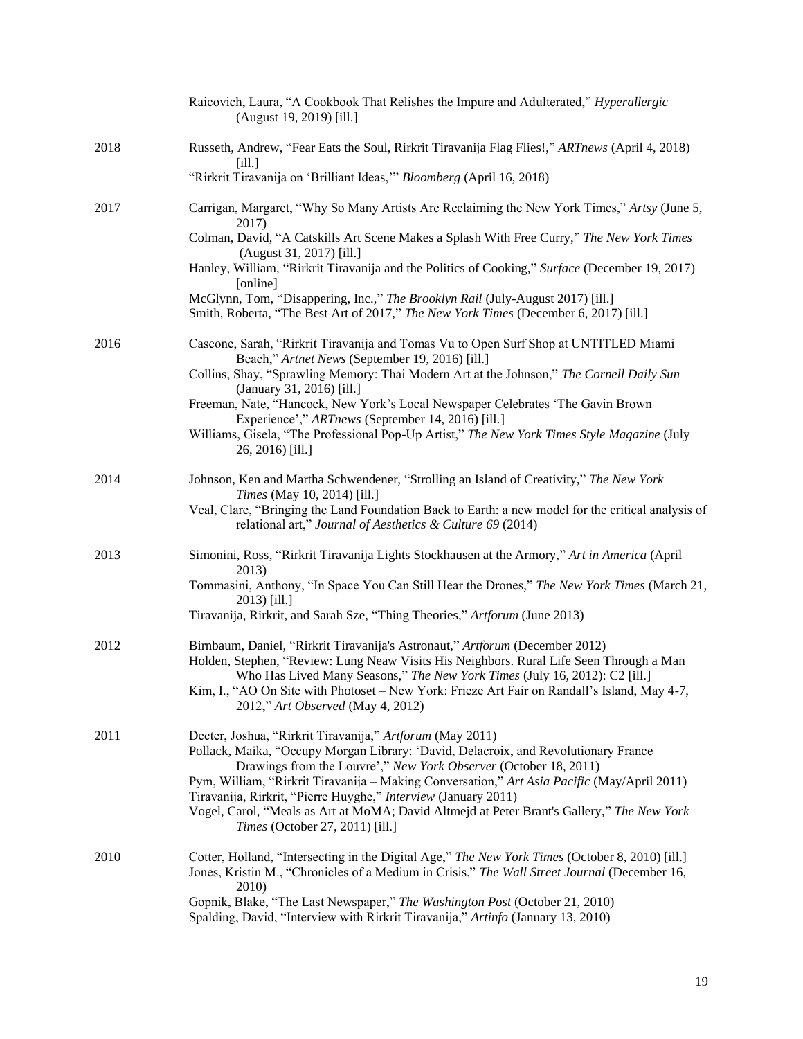Raicovich, Laura, "A Cookbook That Relishes the Impure and Adulterated," *Hyperallergic* (August 19, 2019) [ill.]

**2018**

Russeth, Andrew, "Fear Eats the Soul, Rirkrit Tiravanija Flag Flies!," *ARTnews* (April 4, 2018) [ill.]

"Rirkrit Tiravanija on 'Brilliant Ideas,'" *Bloomberg* (April 16, 2018)

**2017**

Carrigan, Margaret, "Why So Many Artists Are Reclaiming the New York Times," *Artsy* (June 5, 2017)

Colman, David, "A Catskills Art Scene Makes a Splash With Free Curry," *The New York Times* (August 31, 2017) [ill.]

Hanley, William, "Rirkrit Tiravanija and the Politics of Cooking," *Surface* (December 19, 2017) [online]

McGlynn, Tom, "Disappering, Inc.," *The Brooklyn Rail* (July-August 2017) [ill.]

Smith, Roberta, "The Best Art of 2017," *The New York Times* (December 6, 2017) [ill.]

**2016**

Cascone, Sarah, "Rirkrit Tiravanija and Tomas Vu to Open Surf Shop at UNTITLED Miami Beach," *Artnet News* (September 19, 2016) [ill.]

Collins, Shay, "Sprawling Memory: Thai Modern Art at the Johnson," *The Cornell Daily Sun* (January 31, 2016) [ill.]

Freeman, Nate, "Hancock, New York's Local Newspaper Celebrates 'The Gavin Brown Experience'," *ARTnews* (September 14, 2016) [ill.]

Williams, Gisela, "The Professional Pop-Up Artist," *The New York Times Style Magazine* (July 26, 2016) [ill.]

**2014**

Johnson, Ken and Martha Schwendener, "Strolling an Island of Creativity," *The New York Times* (May 10, 2014) [ill.]

Veal, Clare, "Bringing the Land Foundation Back to Earth: a new model for the critical analysis of relational art," *Journal of Aesthetics & Culture 69* (2014)

**2013**

Simonini, Ross, "Rirkrit Tiravanija Lights Stockhausen at the Armory," *Art in America* (April 2013)

Tommasini, Anthony, "In Space You Can Still Hear the Drones," *The New York Times* (March 21, 2013) [ill.]

Tiravanija, Rirkrit, and Sarah Sze, "Thing Theories," *Artforum* (June 2013)

**2012**

Birnbaum, Daniel, "Rirkrit Tiravanija's Astronaut," *Artforum* (December 2012)

Holden, Stephen, "Review: Lung Neaw Visits His Neighbors. Rural Life Seen Through a Man Who Has Lived Many Seasons," *The New York Times* (July 16, 2012): C2 [ill.]

Kim, I., "AO On Site with Photoset – New York: Frieze Art Fair on Randall's Island, May 4-7, 2012," *Art Observed* (May 4, 2012)

**2011**

Decter, Joshua, "Rirkrit Tiravanija," *Artforum* (May 2011)

Pollack, Maika, "Occupy Morgan Library: 'David, Delacroix, and Revolutionary France – Drawings from the Louvre'," *New York Observer* (October 18, 2011)

Pym, William, "Rirkrit Tiravanija – Making Conversation," *Art Asia Pacific* (May/April 2011)

Tiravanija, Rirkrit, "Pierre Huyghe," *Interview* (January 2011)

Vogel, Carol, "Meals as Art at MoMA; David Altmejd at Peter Brant's Gallery," *The New York Times* (October 27, 2011) [ill.]

**2010**

Cotter, Holland, "Intersecting in the Digital Age," *The New York Times* (October 8, 2010) [ill.]

Jones, Kristin M., "Chronicles of a Medium in Crisis," *The Wall Street Journal* (December 16, 2010)

Gopnik, Blake, "The Last Newspaper," *The Washington Post* (October 21, 2010)

Spalding, David, "Interview with Rirkrit Tiravanija," *Artinfo* (January 13, 2010)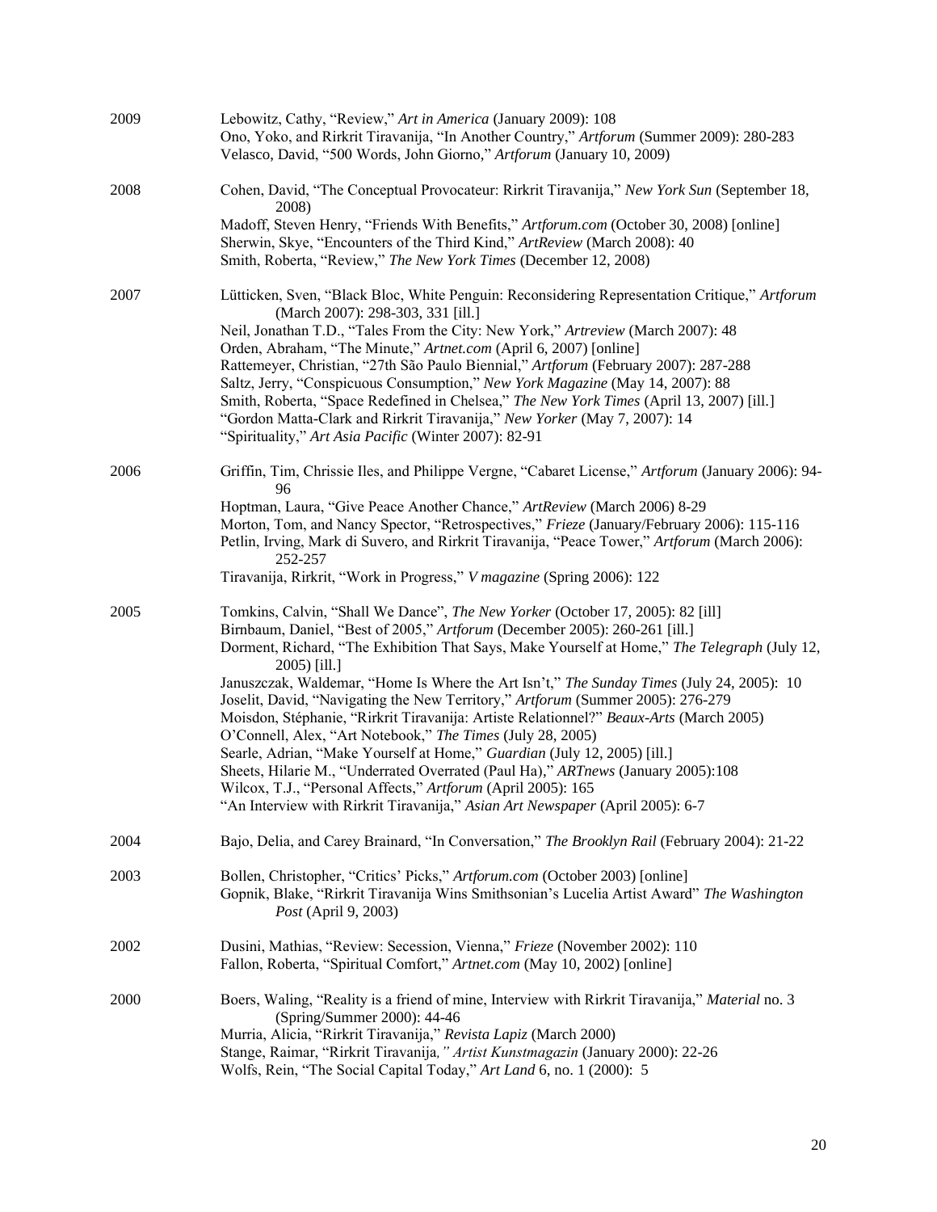2009

Lebowitz, Cathy, "Review," *Art in America* (January 2009): 108
Ono, Yoko, and Rirkrit Tiravanija, "In Another Country," *Artforum* (Summer 2009): 280-283
Velasco, David, "500 Words, John Giorno," *Artforum* (January 10, 2009)

2008

Cohen, David, "The Conceptual Provocateur: Rirkrit Tiravanija," *New York Sun* (September 18, 2008)
Madoff, Steven Henry, "Friends With Benefits," *Artforum.com* (October 30, 2008) [online]
Sherwin, Skye, "Encounters of the Third Kind," *ArtReview* (March 2008): 40
Smith, Roberta, "Review," *The New York Times* (December 12, 2008)

2007

Lütticken, Sven, "Black Bloc, White Penguin: Reconsidering Representation Critique," *Artforum* (March 2007): 298-303, 331 [ill.]
Neil, Jonathan T.D., "Tales From the City: New York," *Artreview* (March 2007): 48
Orden, Abraham, "The Minute," *Artnet.com* (April 6, 2007) [online]
Rattemeyer, Christian, "27th São Paulo Biennial," *Artforum* (February 2007): 287-288
Saltz, Jerry, "Conspicuous Consumption," *New York Magazine* (May 14, 2007): 88
Smith, Roberta, "Space Redefined in Chelsea," *The New York Times* (April 13, 2007) [ill.]
"Gordon Matta-Clark and Rirkrit Tiravanija," *New Yorker* (May 7, 2007): 14
"Spirituality," *Art Asia Pacific* (Winter 2007): 82-91

2006

Griffin, Tim, Chrissie Iles, and Philippe Vergne, "Cabaret License," *Artforum* (January 2006): 94-96
Hoptman, Laura, "Give Peace Another Chance," *ArtReview* (March 2006) 8-29
Morton, Tom, and Nancy Spector, "Retrospectives," *Frieze* (January/February 2006): 115-116
Petlin, Irving, Mark di Suvero, and Rirkrit Tiravanija, "Peace Tower," *Artforum* (March 2006): 252-257
Tiravanija, Rirkrit, "Work in Progress," *V magazine* (Spring 2006): 122

2005

Tomkins, Calvin, "Shall We Dance", *The New Yorker* (October 17, 2005): 82 [ill]
Birnbaum, Daniel, "Best of 2005," *Artforum* (December 2005): 260-261 [ill.]
Dorment, Richard, "The Exhibition That Says, Make Yourself at Home," *The Telegraph* (July 12, 2005) [ill.]
Januszczak, Waldemar, "Home Is Where the Art Isn't," *The Sunday Times* (July 24, 2005): 10
Joselit, David, "Navigating the New Territory," *Artforum* (Summer 2005): 276-279
Moisdon, Stéphanie, "Rirkrit Tiravanija: Artiste Relationnel?" *Beaux-Arts* (March 2005)
O'Connell, Alex, "Art Notebook," *The Times* (July 28, 2005)
Searle, Adrian, "Make Yourself at Home," *Guardian* (July 12, 2005) [ill.]
Sheets, Hilarie M., "Underrated Overrated (Paul Ha)," *ARTnews* (January 2005):108
Wilcox, T.J., "Personal Affects," *Artforum* (April 2005): 165
"An Interview with Rirkrit Tiravanija," *Asian Art Newspaper* (April 2005): 6-7

2004

Bajo, Delia, and Carey Brainard, "In Conversation," *The Brooklyn Rail* (February 2004): 21-22

2003

Bollen, Christopher, "Critics' Picks," *Artforum.com* (October 2003) [online]
Gopnik, Blake, "Rirkrit Tiravanija Wins Smithsonian's Lucelia Artist Award" *The Washington Post* (April 9, 2003)

2002

Dusini, Mathias, "Review: Secession, Vienna," *Frieze* (November 2002): 110
Fallon, Roberta, "Spiritual Comfort," *Artnet.com* (May 10, 2002) [online]

2000

Boers, Waling, "Reality is a friend of mine, Interview with Rirkrit Tiravanija," *Material* no. 3 (Spring/Summer 2000): 44-46
Murria, Alicia, "Rirkrit Tiravanija," *Revista Lapiz* (March 2000)
Stange, Raimar, "Rirkrit Tiravanija," *Artist Kunstmagazin* (January 2000): 22-26
Wolfs, Rein, "The Social Capital Today," *Art Land* 6, no. 1 (2000): 5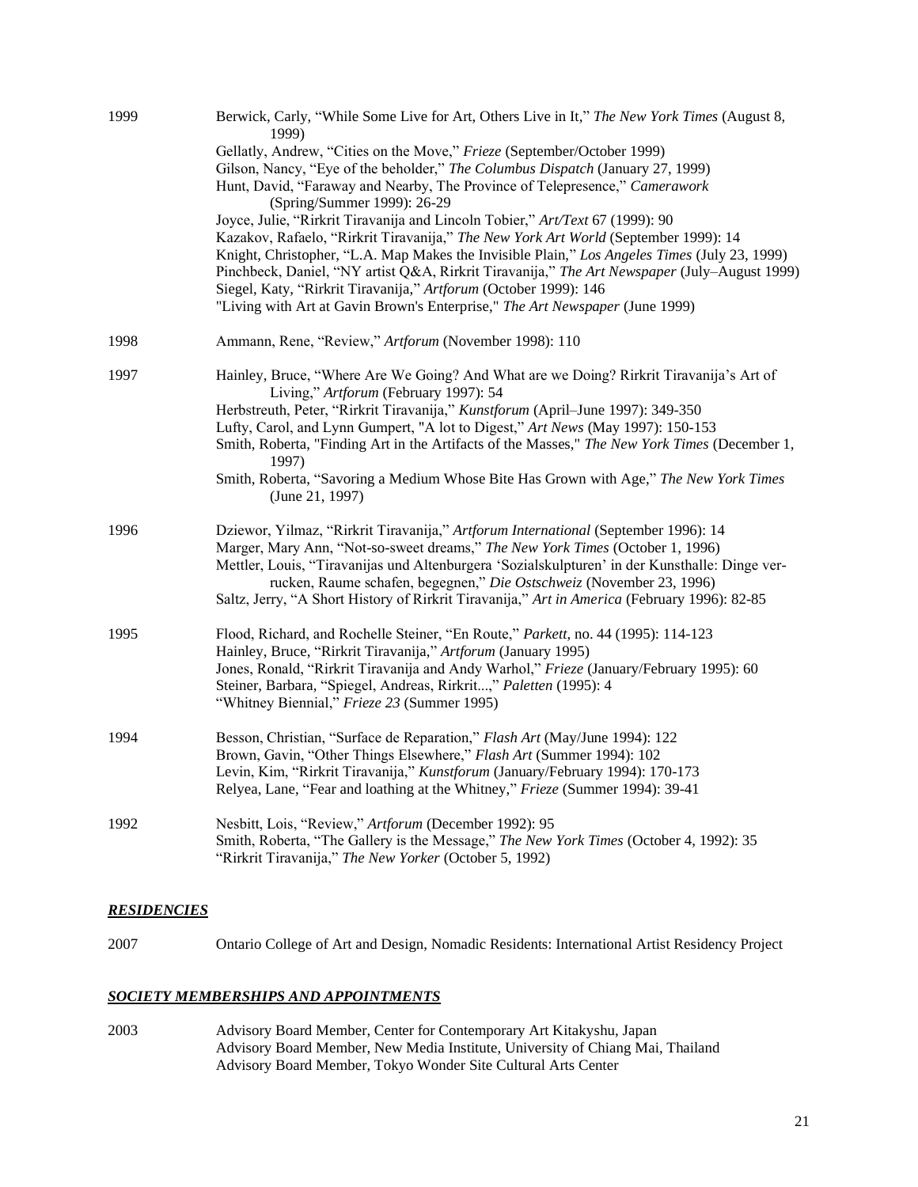1999

Berwick, Carly, "While Some Live for Art, Others Live in It," *The New York Times* (August 8, 1999)
Gellatly, Andrew, "Cities on the Move," *Frieze* (September/October 1999)
Gilson, Nancy, "Eye of the beholder," *The Columbus Dispatch* (January 27, 1999)
Hunt, David, "Faraway and Nearby, The Province of Telepresence," *Camerawork* (Spring/Summer 1999): 26-29
Joyce, Julie, "Rirkrit Tiravanija and Lincoln Tobier," *Art/Text* 67 (1999): 90
Kazakov, Rafaelo, "Rirkrit Tiravanija," *The New York Art World* (September 1999): 14
Knight, Christopher, "L.A. Map Makes the Invisible Plain," *Los Angeles Times* (July 23, 1999)
Pinchbeck, Daniel, "NY artist Q&A, Rirkrit Tiravanija," *The Art Newspaper* (July–August 1999)
Siegel, Katy, "Rirkrit Tiravanija," *Artforum* (October 1999): 146
"Living with Art at Gavin Brown's Enterprise," *The Art Newspaper* (June 1999)

1998

Ammann, Rene, "Review," *Artforum* (November 1998): 110

1997

Hainley, Bruce, "Where Are We Going? And What are we Doing? Rirkrit Tiravanija's Art of Living," *Artforum* (February 1997): 54
Herbstreuth, Peter, "Rirkrit Tiravanija," *Kunstforum* (April–June 1997): 349-350
Lufty, Carol, and Lynn Gumpert, "A lot to Digest," *Art News* (May 1997): 150-153
Smith, Roberta, "Finding Art in the Artifacts of the Masses," *The New York Times* (December 1, 1997)
Smith, Roberta, "Savoring a Medium Whose Bite Has Grown with Age," *The New York Times* (June 21, 1997)

1996

Dziewor, Yilmaz, "Rirkrit Tiravanija," *Artforum International* (September 1996): 14
Marger, Mary Ann, "Not-so-sweet dreams," *The New York Times* (October 1, 1996)
Mettler, Louis, "Tiravanijas und Altenburgera 'Sozialskulpturen' in der Kunsthalle: Dinge ver-rucken, Raume schafen, begegnen," *Die Ostschweiz* (November 23, 1996)
Saltz, Jerry, "A Short History of Rirkrit Tiravanija," *Art in America* (February 1996): 82-85

1995

Flood, Richard, and Rochelle Steiner, "En Route," *Parkett*, no. 44 (1995): 114-123
Hainley, Bruce, "Rirkrit Tiravanija," *Artforum* (January 1995)
Jones, Ronald, "Rirkrit Tiravanija and Andy Warhol," *Frieze* (January/February 1995): 60
Steiner, Barbara, "Spiegel, Andreas, Rirkrit...," *Paletten* (1995): 4
"Whitney Biennial," *Frieze 23* (Summer 1995)

1994

Besson, Christian, "Surface de Reparation," *Flash Art* (May/June 1994): 122
Brown, Gavin, "Other Things Elsewhere," *Flash Art* (Summer 1994): 102
Levin, Kim, "Rirkrit Tiravanija," *Kunstforum* (January/February 1994): 170-173
Relyea, Lane, "Fear and loathing at the Whitney," *Frieze* (Summer 1994): 39-41

1992

Nesbitt, Lois, "Review," *Artforum* (December 1992): 95
Smith, Roberta, "The Gallery is the Message," *The New York Times* (October 4, 1992): 35
"Rirkrit Tiravanija," *The New Yorker* (October 5, 1992)

## ***RESIDENCIES***

2007

Ontario College of Art and Design, Nomadic Residents: International Artist Residency Project

## ***SOCIETY MEMBERSHIPS AND APPOINTMENTS***

2003

Advisory Board Member, Center for Contemporary Art Kitakyshu, Japan
Advisory Board Member, New Media Institute, University of Chiang Mai, Thailand
Advisory Board Member, Tokyo Wonder Site Cultural Arts Center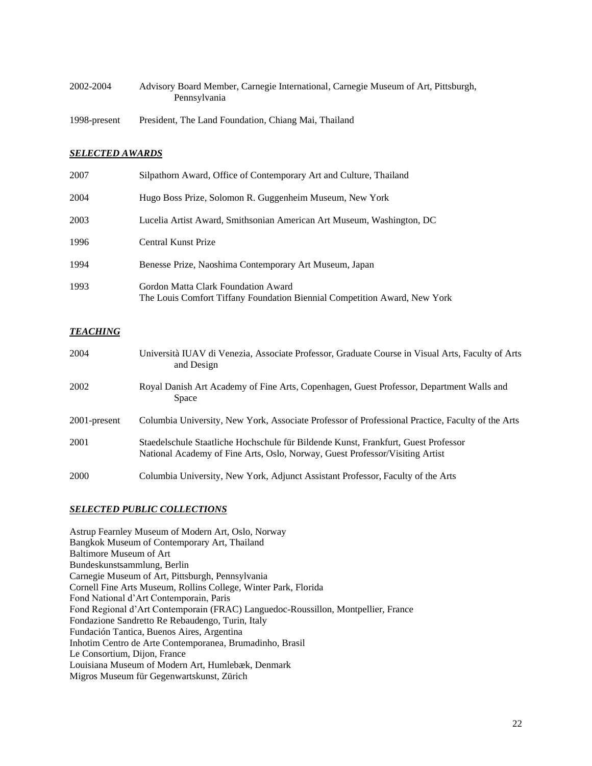| | |
|---|---|
| 2002-2004 | Advisory Board Member, Carnegie International, Carnegie Museum of Art, Pittsburgh, Pennsylvania |
| 1998-present | President, The Land Foundation, Chiang Mai, Thailand |

### ***SELECTED AWARDS***

| | |
|---|---|
| 2007 | Silpathorn Award, Office of Contemporary Art and Culture, Thailand |
| 2004 | Hugo Boss Prize, Solomon R. Guggenheim Museum, New York |
| 2003 | Lucelia Artist Award, Smithsonian American Art Museum, Washington, DC |
| 1996 | Central Kunst Prize |
| 1994 | Benesse Prize, Naoshima Contemporary Art Museum, Japan |
| 1993 | Gordon Matta Clark Foundation Award<br>The Louis Comfort Tiffany Foundation Biennial Competition Award, New York |

### ***TEACHING***

| | |
|---|---|
| 2004 | Università IUAV di Venezia, Associate Professor, Graduate Course in Visual Arts, Faculty of Arts and Design |
| 2002 | Royal Danish Art Academy of Fine Arts, Copenhagen, Guest Professor, Department Walls and Space |
| 2001-present | Columbia University, New York, Associate Professor of Professional Practice, Faculty of the Arts |
| 2001 | Staedelschule Staatliche Hochschule für Bildende Kunst, Frankfurt, Guest Professor<br>National Academy of Fine Arts, Oslo, Norway, Guest Professor/Visiting Artist |
| 2000 | Columbia University, New York, Adjunct Assistant Professor, Faculty of the Arts |

### ***SELECTED PUBLIC COLLECTIONS***

Astrup Fearnley Museum of Modern Art, Oslo, Norway
Bangkok Museum of Contemporary Art, Thailand
Baltimore Museum of Art
Bundeskunstsammlung, Berlin
Carnegie Museum of Art, Pittsburgh, Pennsylvania
Cornell Fine Arts Museum, Rollins College, Winter Park, Florida
Fond National d'Art Contemporain, Paris
Fond Regional d'Art Contemporain (FRAC) Languedoc-Roussillon, Montpellier, France
Fondazione Sandretto Re Rebaudengo, Turin, Italy
Fundación Tantica, Buenos Aires, Argentina
Inhotim Centro de Arte Contemporanea, Brumadinho, Brasil
Le Consortium, Dijon, France
Louisiana Museum of Modern Art, Humlebæk, Denmark
Migros Museum für Gegenwartskunst, Zürich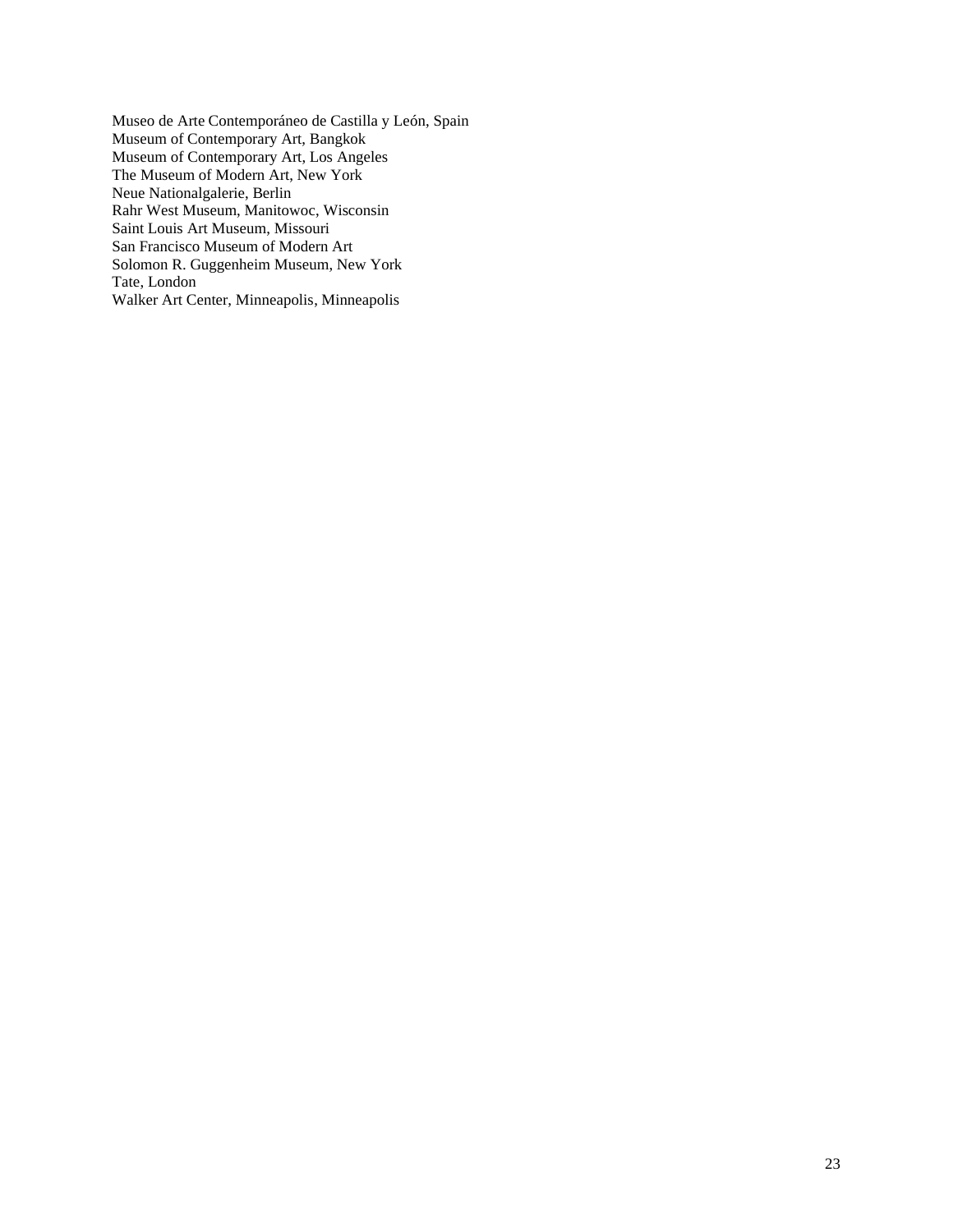Museo de Arte Contemporáneo de Castilla y León, Spain
Museum of Contemporary Art, Bangkok
Museum of Contemporary Art, Los Angeles
The Museum of Modern Art, New York
Neue Nationalgalerie, Berlin
Rahr West Museum, Manitowoc, Wisconsin
Saint Louis Art Museum, Missouri
San Francisco Museum of Modern Art
Solomon R. Guggenheim Museum, New York
Tate, London
Walker Art Center, Minneapolis, Minneapolis